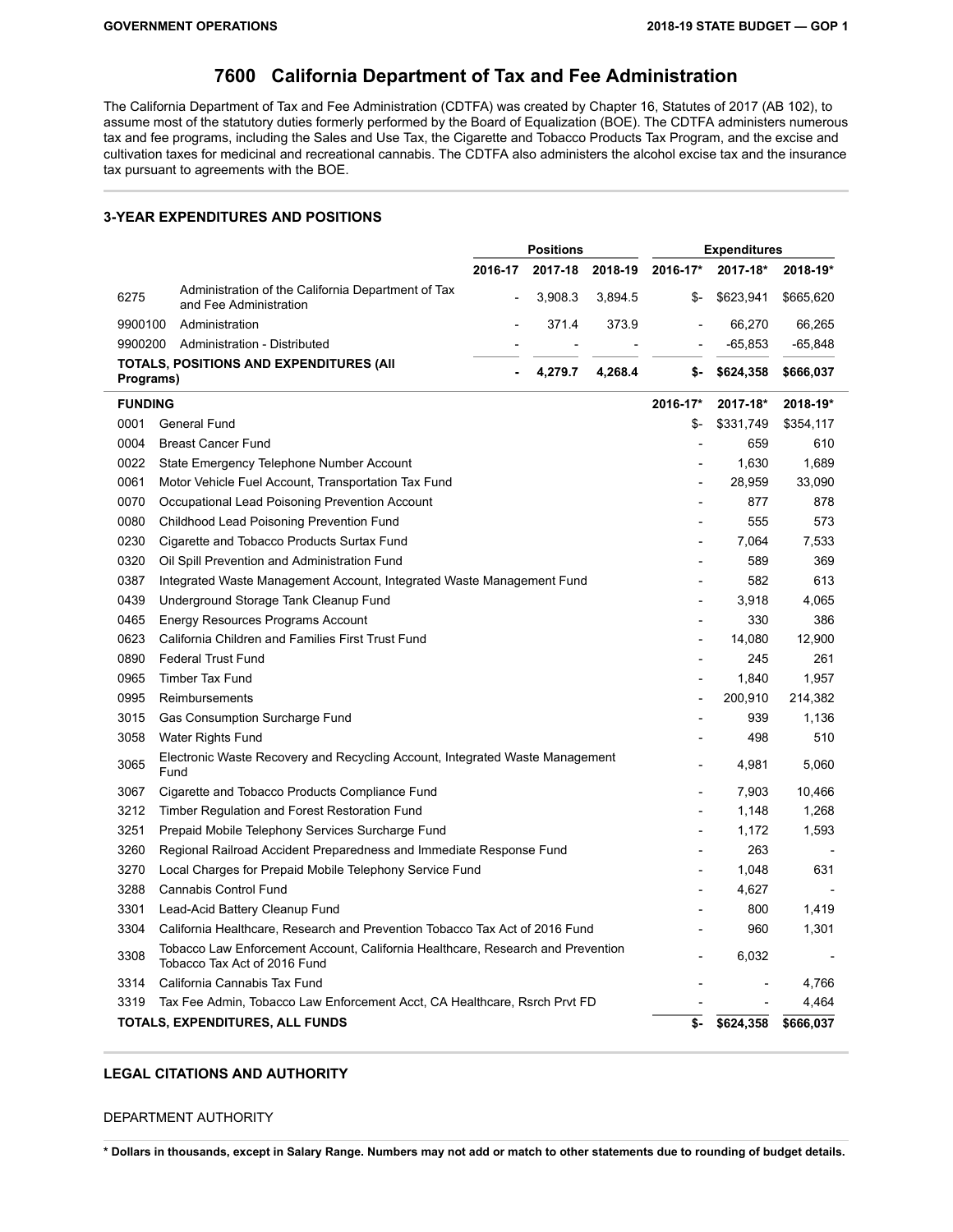# 7600 California Department of Tax and Fee Administration

The California Department of Tax and Fee Administration (CDTFA) was created by Chapter 16, Statutes of 2017 (AB 102), to assume most of the statutory duties formerly performed by the Board of Equalization (BOE). The CDTFA administers numerous tax and fee programs, including the Sales and Use Tax, the Cigarette and Tobacco Products Tax Program, and the excise and cultivation taxes for medicinal and recreational cannabis. The CDTFA also administers the alcohol excise tax and the insurance tax pursuant to agreements with the BOE.

## 3-YEAR EXPENDITURES AND POSITIONS

| | | Positions | | | Expenditures | | |
|---|---|---|---|---|---|---|---|
| | | 2016-17 | 2017-18 | 2018-19 | 2016-17* | 2017-18* | 2018-19* |
| 6275 | Administration of the California Department of Tax and Fee Administration | - | 3,908.3 | 3,894.5 | $- | $623,941 | $665,620 |
| 9900100 | Administration | - | 371.4 | 373.9 | - | 66,270 | 66,265 |
| 9900200 | Administration - Distributed | - | - | - | - | -65,853 | -65,848 |
| **TOTALS, POSITIONS AND EXPENDITURES (All Programs)** | | **-** | **4,279.7** | **4,268.4** | **$-** | **$624,358** | **$666,037** |

| FUNDING | | 2016-17* | 2017-18* | 2018-19* |
|---|---|---|---|---|
| 0001 | General Fund | $- | $331,749 | $354,117 |
| 0004 | Breast Cancer Fund | - | 659 | 610 |
| 0022 | State Emergency Telephone Number Account | - | 1,630 | 1,689 |
| 0061 | Motor Vehicle Fuel Account, Transportation Tax Fund | - | 28,959 | 33,090 |
| 0070 | Occupational Lead Poisoning Prevention Account | - | 877 | 878 |
| 0080 | Childhood Lead Poisoning Prevention Fund | - | 555 | 573 |
| 0230 | Cigarette and Tobacco Products Surtax Fund | - | 7,064 | 7,533 |
| 0320 | Oil Spill Prevention and Administration Fund | - | 589 | 369 |
| 0387 | Integrated Waste Management Account, Integrated Waste Management Fund | - | 582 | 613 |
| 0439 | Underground Storage Tank Cleanup Fund | - | 3,918 | 4,065 |
| 0465 | Energy Resources Programs Account | - | 330 | 386 |
| 0623 | California Children and Families First Trust Fund | - | 14,080 | 12,900 |
| 0890 | Federal Trust Fund | - | 245 | 261 |
| 0965 | Timber Tax Fund | - | 1,840 | 1,957 |
| 0995 | Reimbursements | - | 200,910 | 214,382 |
| 3015 | Gas Consumption Surcharge Fund | - | 939 | 1,136 |
| 3058 | Water Rights Fund | - | 498 | 510 |
| 3065 | Electronic Waste Recovery and Recycling Account, Integrated Waste Management Fund | - | 4,981 | 5,060 |
| 3067 | Cigarette and Tobacco Products Compliance Fund | - | 7,903 | 10,466 |
| 3212 | Timber Regulation and Forest Restoration Fund | - | 1,148 | 1,268 |
| 3251 | Prepaid Mobile Telephony Services Surcharge Fund | - | 1,172 | 1,593 |
| 3260 | Regional Railroad Accident Preparedness and Immediate Response Fund | - | 263 | - |
| 3270 | Local Charges for Prepaid Mobile Telephony Service Fund | - | 1,048 | 631 |
| 3288 | Cannabis Control Fund | - | 4,627 | - |
| 3301 | Lead-Acid Battery Cleanup Fund | - | 800 | 1,419 |
| 3304 | California Healthcare, Research and Prevention Tobacco Tax Act of 2016 Fund | - | 960 | 1,301 |
| 3308 | Tobacco Law Enforcement Account, California Healthcare, Research and Prevention Tobacco Tax Act of 2016 Fund | - | 6,032 | - |
| 3314 | California Cannabis Tax Fund | - | - | 4,766 |
| 3319 | Tax Fee Admin, Tobacco Law Enforcement Acct, CA Healthcare, Rsrch Prvt FD | - | - | 4,464 |
| **TOTALS, EXPENDITURES, ALL FUNDS** | | **$-** | **$624,358** | **$666,037** |

## LEGAL CITATIONS AND AUTHORITY

DEPARTMENT AUTHORITY

**\* Dollars in thousands, except in Salary Range. Numbers may not add or match to other statements due to rounding of budget details.**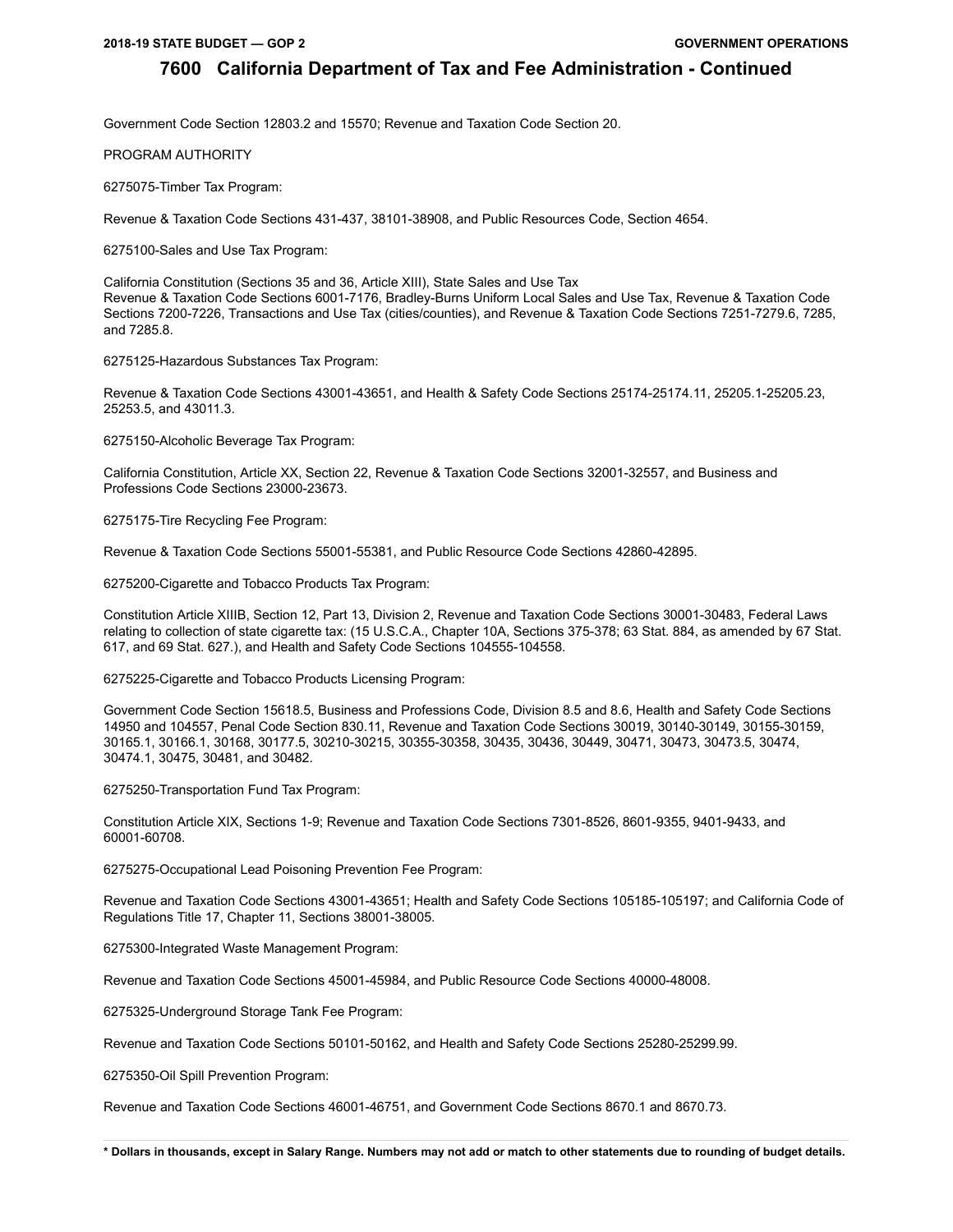## 7600 California Department of Tax and Fee Administration - Continued

Government Code Section 12803.2 and 15570; Revenue and Taxation Code Section 20.

PROGRAM AUTHORITY

6275075-Timber Tax Program:

Revenue & Taxation Code Sections 431-437, 38101-38908, and Public Resources Code, Section 4654.

6275100-Sales and Use Tax Program:

California Constitution (Sections 35 and 36, Article XIII), State Sales and Use Tax
Revenue & Taxation Code Sections 6001-7176, Bradley-Burns Uniform Local Sales and Use Tax, Revenue & Taxation Code Sections 7200-7226, Transactions and Use Tax (cities/counties), and Revenue & Taxation Code Sections 7251-7279.6, 7285, and 7285.8.

6275125-Hazardous Substances Tax Program:

Revenue & Taxation Code Sections 43001-43651, and Health & Safety Code Sections 25174-25174.11, 25205.1-25205.23, 25253.5, and 43011.3.

6275150-Alcoholic Beverage Tax Program:

California Constitution, Article XX, Section 22, Revenue & Taxation Code Sections 32001-32557, and Business and Professions Code Sections 23000-23673.

6275175-Tire Recycling Fee Program:

Revenue & Taxation Code Sections 55001-55381, and Public Resource Code Sections 42860-42895.

6275200-Cigarette and Tobacco Products Tax Program:

Constitution Article XIIIB, Section 12, Part 13, Division 2, Revenue and Taxation Code Sections 30001-30483, Federal Laws relating to collection of state cigarette tax: (15 U.S.C.A., Chapter 10A, Sections 375-378; 63 Stat. 884, as amended by 67 Stat. 617, and 69 Stat. 627.), and Health and Safety Code Sections 104555-104558.

6275225-Cigarette and Tobacco Products Licensing Program:

Government Code Section 15618.5, Business and Professions Code, Division 8.5 and 8.6, Health and Safety Code Sections 14950 and 104557, Penal Code Section 830.11, Revenue and Taxation Code Sections 30019, 30140-30149, 30155-30159, 30165.1, 30166.1, 30168, 30177.5, 30210-30215, 30355-30358, 30435, 30436, 30449, 30471, 30473, 30473.5, 30474, 30474.1, 30475, 30481, and 30482.

6275250-Transportation Fund Tax Program:

Constitution Article XIX, Sections 1-9; Revenue and Taxation Code Sections 7301-8526, 8601-9355, 9401-9433, and 60001-60708.

6275275-Occupational Lead Poisoning Prevention Fee Program:

Revenue and Taxation Code Sections 43001-43651; Health and Safety Code Sections 105185-105197; and California Code of Regulations Title 17, Chapter 11, Sections 38001-38005.

6275300-Integrated Waste Management Program:

Revenue and Taxation Code Sections 45001-45984, and Public Resource Code Sections 40000-48008.

6275325-Underground Storage Tank Fee Program:

Revenue and Taxation Code Sections 50101-50162, and Health and Safety Code Sections 25280-25299.99.

6275350-Oil Spill Prevention Program:

Revenue and Taxation Code Sections 46001-46751, and Government Code Sections 8670.1 and 8670.73.

**\* Dollars in thousands, except in Salary Range. Numbers may not add or match to other statements due to rounding of budget details.**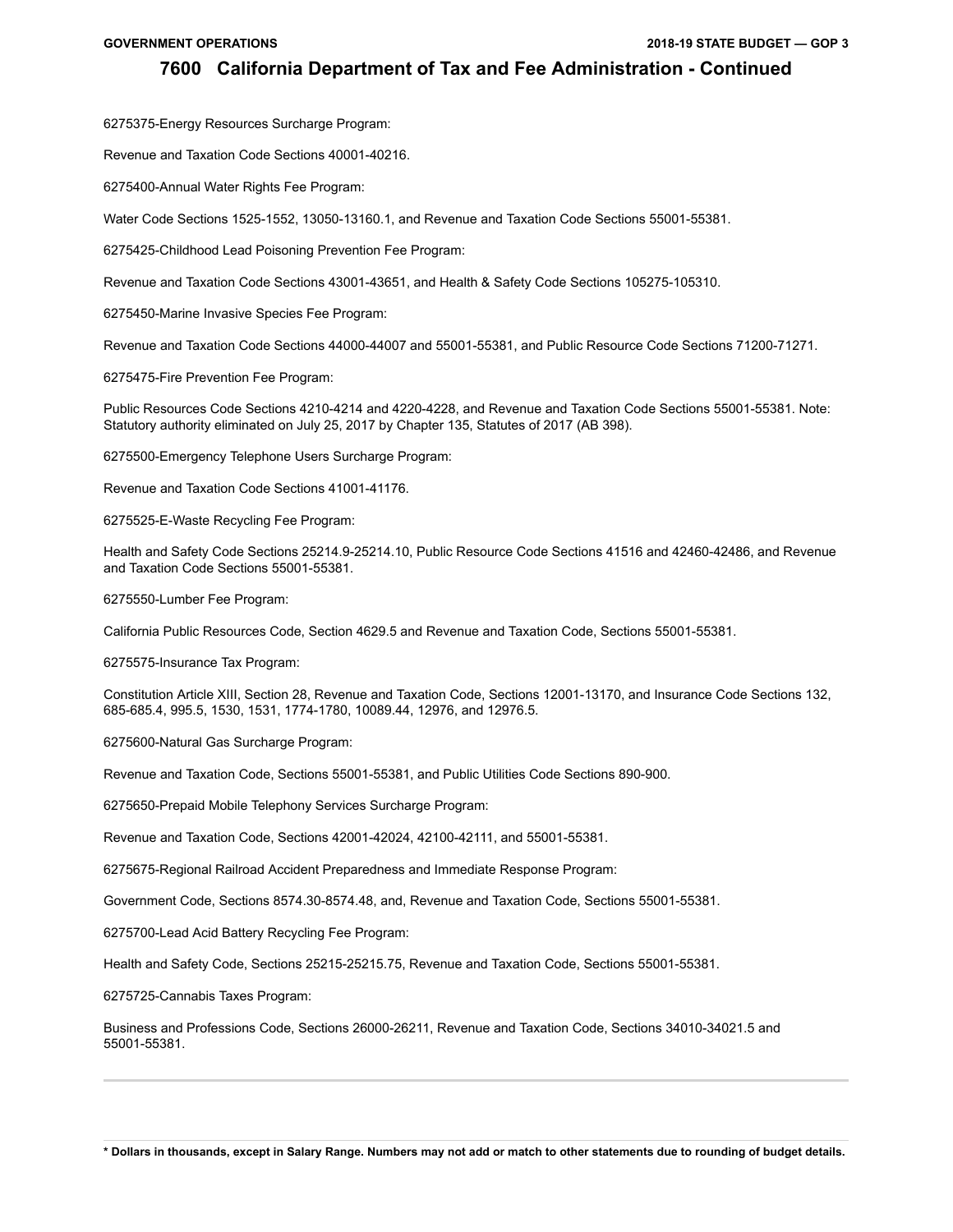## 7600 California Department of Tax and Fee Administration - Continued

6275375-Energy Resources Surcharge Program:

Revenue and Taxation Code Sections 40001-40216.

6275400-Annual Water Rights Fee Program:

Water Code Sections 1525-1552, 13050-13160.1, and Revenue and Taxation Code Sections 55001-55381.

6275425-Childhood Lead Poisoning Prevention Fee Program:

Revenue and Taxation Code Sections 43001-43651, and Health & Safety Code Sections 105275-105310.

6275450-Marine Invasive Species Fee Program:

Revenue and Taxation Code Sections 44000-44007 and 55001-55381, and Public Resource Code Sections 71200-71271.

6275475-Fire Prevention Fee Program:

Public Resources Code Sections 4210-4214 and 4220-4228, and Revenue and Taxation Code Sections 55001-55381. Note: Statutory authority eliminated on July 25, 2017 by Chapter 135, Statutes of 2017 (AB 398).

6275500-Emergency Telephone Users Surcharge Program:

Revenue and Taxation Code Sections 41001-41176.

6275525-E-Waste Recycling Fee Program:

Health and Safety Code Sections 25214.9-25214.10, Public Resource Code Sections 41516 and 42460-42486, and Revenue and Taxation Code Sections 55001-55381.

6275550-Lumber Fee Program:

California Public Resources Code, Section 4629.5 and Revenue and Taxation Code, Sections 55001-55381.

6275575-Insurance Tax Program:

Constitution Article XIII, Section 28, Revenue and Taxation Code, Sections 12001-13170, and Insurance Code Sections 132, 685-685.4, 995.5, 1530, 1531, 1774-1780, 10089.44, 12976, and 12976.5.

6275600-Natural Gas Surcharge Program:

Revenue and Taxation Code, Sections 55001-55381, and Public Utilities Code Sections 890-900.

6275650-Prepaid Mobile Telephony Services Surcharge Program:

Revenue and Taxation Code, Sections 42001-42024, 42100-42111, and 55001-55381.

6275675-Regional Railroad Accident Preparedness and Immediate Response Program:

Government Code, Sections 8574.30-8574.48, and, Revenue and Taxation Code, Sections 55001-55381.

6275700-Lead Acid Battery Recycling Fee Program:

Health and Safety Code, Sections 25215-25215.75, Revenue and Taxation Code, Sections 55001-55381.

6275725-Cannabis Taxes Program:

Business and Professions Code, Sections 26000-26211, Revenue and Taxation Code, Sections 34010-34021.5 and 55001-55381.

**\* Dollars in thousands, except in Salary Range. Numbers may not add or match to other statements due to rounding of budget details.**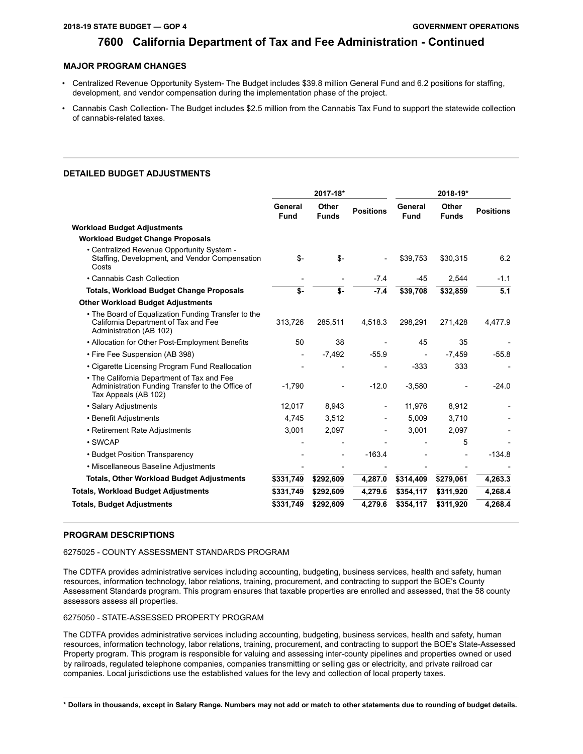# 7600 California Department of Tax and Fee Administration - Continued

## MAJOR PROGRAM CHANGES

- Centralized Revenue Opportunity System- The Budget includes $39.8 million General Fund and 6.2 positions for staffing, development, and vendor compensation during the implementation phase of the project.
- Cannabis Cash Collection- The Budget includes $2.5 million from the Cannabis Tax Fund to support the statewide collection of cannabis-related taxes.

## DETAILED BUDGET ADJUSTMENTS

| | 2017-18* | | | 2018-19* | | |
|---|---|---|---|---|---|---|
| | General Fund | Other Funds | Positions | General Fund | Other Funds | Positions |
| **Workload Budget Adjustments** | | | | | | |
| **Workload Budget Change Proposals** | | | | | | |
| • Centralized Revenue Opportunity System - Staffing, Development, and Vendor Compensation Costs | $- | $- | - | $39,753 | $30,315 | 6.2 |
| • Cannabis Cash Collection | - | - | -7.4 | -45 | 2,544 | -1.1 |
| **Totals, Workload Budget Change Proposals** | **$-** | **$-** | **-7.4** | **$39,708** | **$32,859** | **5.1** |
| **Other Workload Budget Adjustments** | | | | | | |
| • The Board of Equalization Funding Transfer to the California Department of Tax and Fee Administration (AB 102) | 313,726 | 285,511 | 4,518.3 | 298,291 | 271,428 | 4,477.9 |
| • Allocation for Other Post-Employment Benefits | 50 | 38 | - | 45 | 35 | - |
| • Fire Fee Suspension (AB 398) | - | -7,492 | -55.9 | - | -7,459 | -55.8 |
| • Cigarette Licensing Program Fund Reallocation | - | - | - | -333 | 333 | - |
| • The California Department of Tax and Fee Administration Funding Transfer to the Office of Tax Appeals (AB 102) | -1,790 | - | -12.0 | -3,580 | - | -24.0 |
| • Salary Adjustments | 12,017 | 8,943 | - | 11,976 | 8,912 | - |
| • Benefit Adjustments | 4,745 | 3,512 | - | 5,009 | 3,710 | - |
| • Retirement Rate Adjustments | 3,001 | 2,097 | - | 3,001 | 2,097 | - |
| • SWCAP | - | - | - | - | 5 | - |
| • Budget Position Transparency | - | - | -163.4 | - | - | -134.8 |
| • Miscellaneous Baseline Adjustments | - | - | - | - | - | - |
| **Totals, Other Workload Budget Adjustments** | **$331,749** | **$292,609** | **4,287.0** | **$314,409** | **$279,061** | **4,263.3** |
| **Totals, Workload Budget Adjustments** | **$331,749** | **$292,609** | **4,279.6** | **$354,117** | **$311,920** | **4,268.4** |
| **Totals, Budget Adjustments** | **$331,749** | **$292,609** | **4,279.6** | **$354,117** | **$311,920** | **4,268.4** |

## PROGRAM DESCRIPTIONS

6275025 - COUNTY ASSESSMENT STANDARDS PROGRAM

The CDTFA provides administrative services including accounting, budgeting, business services, health and safety, human resources, information technology, labor relations, training, procurement, and contracting to support the BOE's County Assessment Standards program. This program ensures that taxable properties are enrolled and assessed, that the 58 county assessors assess all properties.

6275050 - STATE-ASSESSED PROPERTY PROGRAM

The CDTFA provides administrative services including accounting, budgeting, business services, health and safety, human resources, information technology, labor relations, training, procurement, and contracting to support the BOE's State-Assessed Property program. This program is responsible for valuing and assessing inter-county pipelines and properties owned or used by railroads, regulated telephone companies, companies transmitting or selling gas or electricity, and private railroad car companies. Local jurisdictions use the established values for the levy and collection of local property taxes.

**\* Dollars in thousands, except in Salary Range. Numbers may not add or match to other statements due to rounding of budget details.**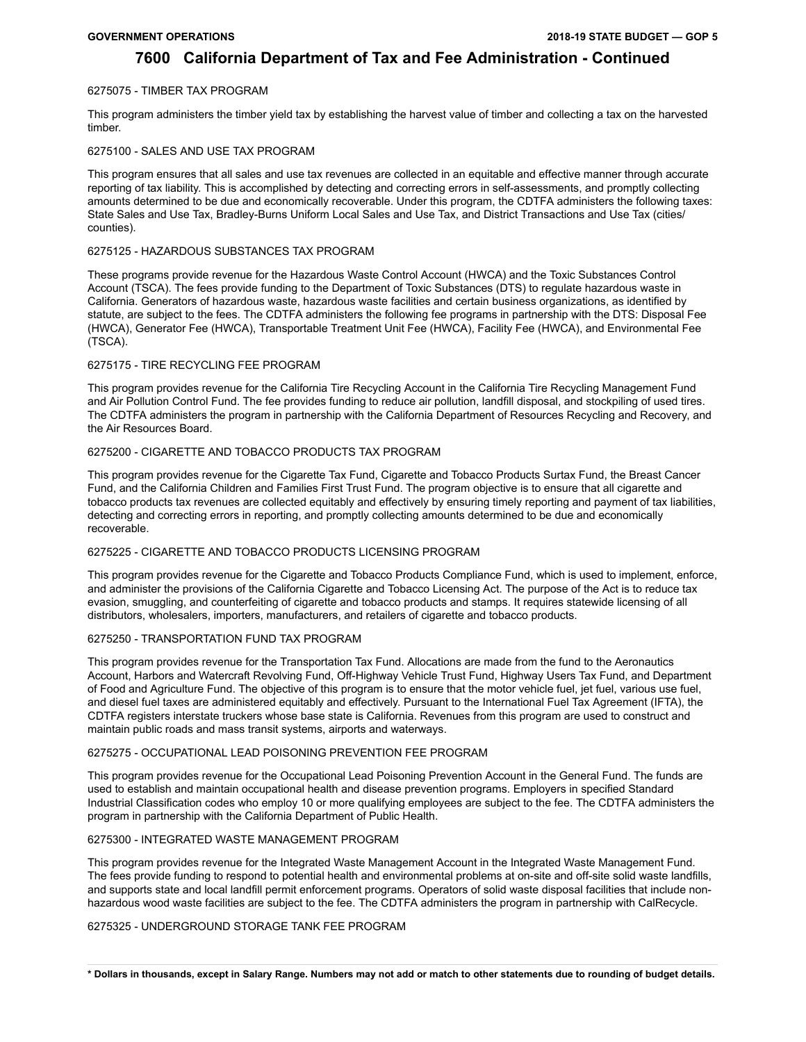# 7600 California Department of Tax and Fee Administration - Continued

6275075 - TIMBER TAX PROGRAM

This program administers the timber yield tax by establishing the harvest value of timber and collecting a tax on the harvested timber.

6275100 - SALES AND USE TAX PROGRAM

This program ensures that all sales and use tax revenues are collected in an equitable and effective manner through accurate reporting of tax liability. This is accomplished by detecting and correcting errors in self-assessments, and promptly collecting amounts determined to be due and economically recoverable. Under this program, the CDTFA administers the following taxes: State Sales and Use Tax, Bradley-Burns Uniform Local Sales and Use Tax, and District Transactions and Use Tax (cities/ counties).

6275125 - HAZARDOUS SUBSTANCES TAX PROGRAM

These programs provide revenue for the Hazardous Waste Control Account (HWCA) and the Toxic Substances Control Account (TSCA). The fees provide funding to the Department of Toxic Substances (DTS) to regulate hazardous waste in California. Generators of hazardous waste, hazardous waste facilities and certain business organizations, as identified by statute, are subject to the fees. The CDTFA administers the following fee programs in partnership with the DTS: Disposal Fee (HWCA), Generator Fee (HWCA), Transportable Treatment Unit Fee (HWCA), Facility Fee (HWCA), and Environmental Fee (TSCA).

6275175 - TIRE RECYCLING FEE PROGRAM

This program provides revenue for the California Tire Recycling Account in the California Tire Recycling Management Fund and Air Pollution Control Fund. The fee provides funding to reduce air pollution, landfill disposal, and stockpiling of used tires. The CDTFA administers the program in partnership with the California Department of Resources Recycling and Recovery, and the Air Resources Board.

6275200 - CIGARETTE AND TOBACCO PRODUCTS TAX PROGRAM

This program provides revenue for the Cigarette Tax Fund, Cigarette and Tobacco Products Surtax Fund, the Breast Cancer Fund, and the California Children and Families First Trust Fund. The program objective is to ensure that all cigarette and tobacco products tax revenues are collected equitably and effectively by ensuring timely reporting and payment of tax liabilities, detecting and correcting errors in reporting, and promptly collecting amounts determined to be due and economically recoverable.

6275225 - CIGARETTE AND TOBACCO PRODUCTS LICENSING PROGRAM

This program provides revenue for the Cigarette and Tobacco Products Compliance Fund, which is used to implement, enforce, and administer the provisions of the California Cigarette and Tobacco Licensing Act. The purpose of the Act is to reduce tax evasion, smuggling, and counterfeiting of cigarette and tobacco products and stamps. It requires statewide licensing of all distributors, wholesalers, importers, manufacturers, and retailers of cigarette and tobacco products.

6275250 - TRANSPORTATION FUND TAX PROGRAM

This program provides revenue for the Transportation Tax Fund. Allocations are made from the fund to the Aeronautics Account, Harbors and Watercraft Revolving Fund, Off-Highway Vehicle Trust Fund, Highway Users Tax Fund, and Department of Food and Agriculture Fund. The objective of this program is to ensure that the motor vehicle fuel, jet fuel, various use fuel, and diesel fuel taxes are administered equitably and effectively. Pursuant to the International Fuel Tax Agreement (IFTA), the CDTFA registers interstate truckers whose base state is California. Revenues from this program are used to construct and maintain public roads and mass transit systems, airports and waterways.

6275275 - OCCUPATIONAL LEAD POISONING PREVENTION FEE PROGRAM

This program provides revenue for the Occupational Lead Poisoning Prevention Account in the General Fund. The funds are used to establish and maintain occupational health and disease prevention programs. Employers in specified Standard Industrial Classification codes who employ 10 or more qualifying employees are subject to the fee. The CDTFA administers the program in partnership with the California Department of Public Health.

6275300 - INTEGRATED WASTE MANAGEMENT PROGRAM

This program provides revenue for the Integrated Waste Management Account in the Integrated Waste Management Fund. The fees provide funding to respond to potential health and environmental problems at on-site and off-site solid waste landfills, and supports state and local landfill permit enforcement programs. Operators of solid waste disposal facilities that include non-hazardous wood waste facilities are subject to the fee. The CDTFA administers the program in partnership with CalRecycle.

6275325 - UNDERGROUND STORAGE TANK FEE PROGRAM

**\* Dollars in thousands, except in Salary Range. Numbers may not add or match to other statements due to rounding of budget details.**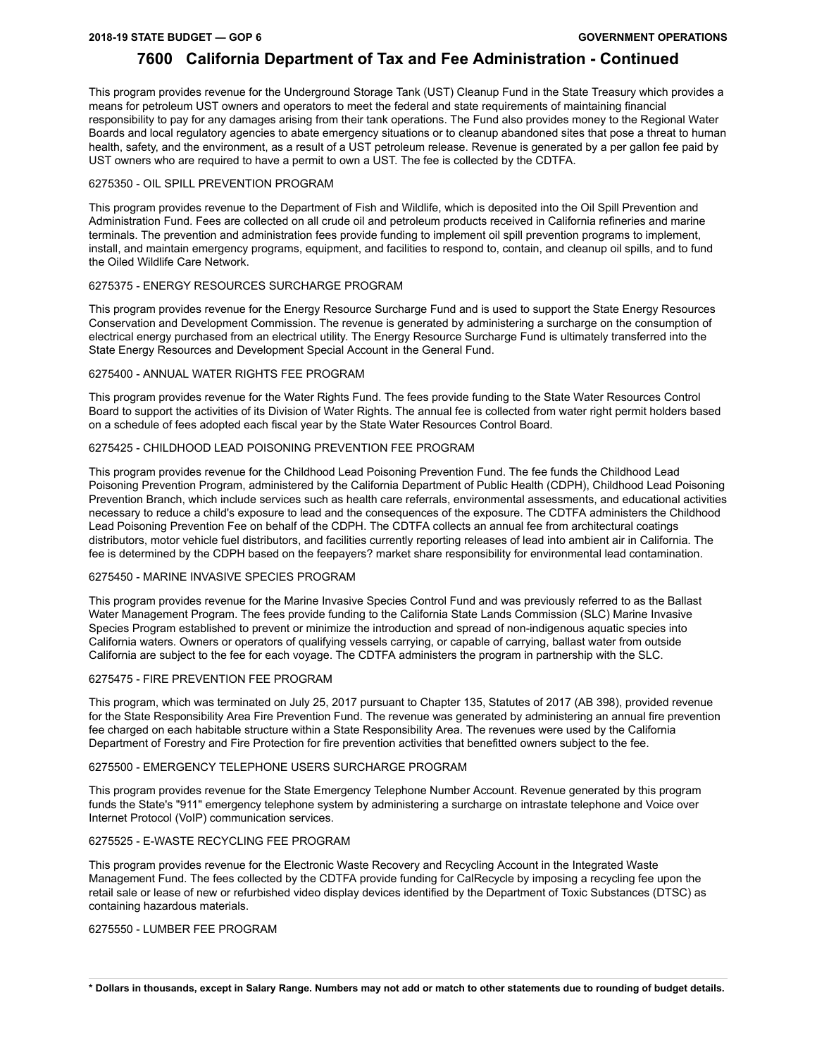# 7600 California Department of Tax and Fee Administration - Continued

This program provides revenue for the Underground Storage Tank (UST) Cleanup Fund in the State Treasury which provides a means for petroleum UST owners and operators to meet the federal and state requirements of maintaining financial responsibility to pay for any damages arising from their tank operations. The Fund also provides money to the Regional Water Boards and local regulatory agencies to abate emergency situations or to cleanup abandoned sites that pose a threat to human health, safety, and the environment, as a result of a UST petroleum release. Revenue is generated by a per gallon fee paid by UST owners who are required to have a permit to own a UST. The fee is collected by the CDTFA.

6275350 - OIL SPILL PREVENTION PROGRAM

This program provides revenue to the Department of Fish and Wildlife, which is deposited into the Oil Spill Prevention and Administration Fund. Fees are collected on all crude oil and petroleum products received in California refineries and marine terminals. The prevention and administration fees provide funding to implement oil spill prevention programs to implement, install, and maintain emergency programs, equipment, and facilities to respond to, contain, and cleanup oil spills, and to fund the Oiled Wildlife Care Network.

6275375 - ENERGY RESOURCES SURCHARGE PROGRAM

This program provides revenue for the Energy Resource Surcharge Fund and is used to support the State Energy Resources Conservation and Development Commission. The revenue is generated by administering a surcharge on the consumption of electrical energy purchased from an electrical utility. The Energy Resource Surcharge Fund is ultimately transferred into the State Energy Resources and Development Special Account in the General Fund.

6275400 - ANNUAL WATER RIGHTS FEE PROGRAM

This program provides revenue for the Water Rights Fund. The fees provide funding to the State Water Resources Control Board to support the activities of its Division of Water Rights. The annual fee is collected from water right permit holders based on a schedule of fees adopted each fiscal year by the State Water Resources Control Board.

6275425 - CHILDHOOD LEAD POISONING PREVENTION FEE PROGRAM

This program provides revenue for the Childhood Lead Poisoning Prevention Fund. The fee funds the Childhood Lead Poisoning Prevention Program, administered by the California Department of Public Health (CDPH), Childhood Lead Poisoning Prevention Branch, which include services such as health care referrals, environmental assessments, and educational activities necessary to reduce a child's exposure to lead and the consequences of the exposure. The CDTFA administers the Childhood Lead Poisoning Prevention Fee on behalf of the CDPH. The CDTFA collects an annual fee from architectural coatings distributors, motor vehicle fuel distributors, and facilities currently reporting releases of lead into ambient air in California. The fee is determined by the CDPH based on the feepayers? market share responsibility for environmental lead contamination.

6275450 - MARINE INVASIVE SPECIES PROGRAM

This program provides revenue for the Marine Invasive Species Control Fund and was previously referred to as the Ballast Water Management Program. The fees provide funding to the California State Lands Commission (SLC) Marine Invasive Species Program established to prevent or minimize the introduction and spread of non-indigenous aquatic species into California waters. Owners or operators of qualifying vessels carrying, or capable of carrying, ballast water from outside California are subject to the fee for each voyage. The CDTFA administers the program in partnership with the SLC.

6275475 - FIRE PREVENTION FEE PROGRAM

This program, which was terminated on July 25, 2017 pursuant to Chapter 135, Statutes of 2017 (AB 398), provided revenue for the State Responsibility Area Fire Prevention Fund. The revenue was generated by administering an annual fire prevention fee charged on each habitable structure within a State Responsibility Area. The revenues were used by the California Department of Forestry and Fire Protection for fire prevention activities that benefitted owners subject to the fee.

6275500 - EMERGENCY TELEPHONE USERS SURCHARGE PROGRAM

This program provides revenue for the State Emergency Telephone Number Account. Revenue generated by this program funds the State's "911" emergency telephone system by administering a surcharge on intrastate telephone and Voice over Internet Protocol (VoIP) communication services.

6275525 - E-WASTE RECYCLING FEE PROGRAM

This program provides revenue for the Electronic Waste Recovery and Recycling Account in the Integrated Waste Management Fund. The fees collected by the CDTFA provide funding for CalRecycle by imposing a recycling fee upon the retail sale or lease of new or refurbished video display devices identified by the Department of Toxic Substances (DTSC) as containing hazardous materials.

6275550 - LUMBER FEE PROGRAM

**\* Dollars in thousands, except in Salary Range. Numbers may not add or match to other statements due to rounding of budget details.**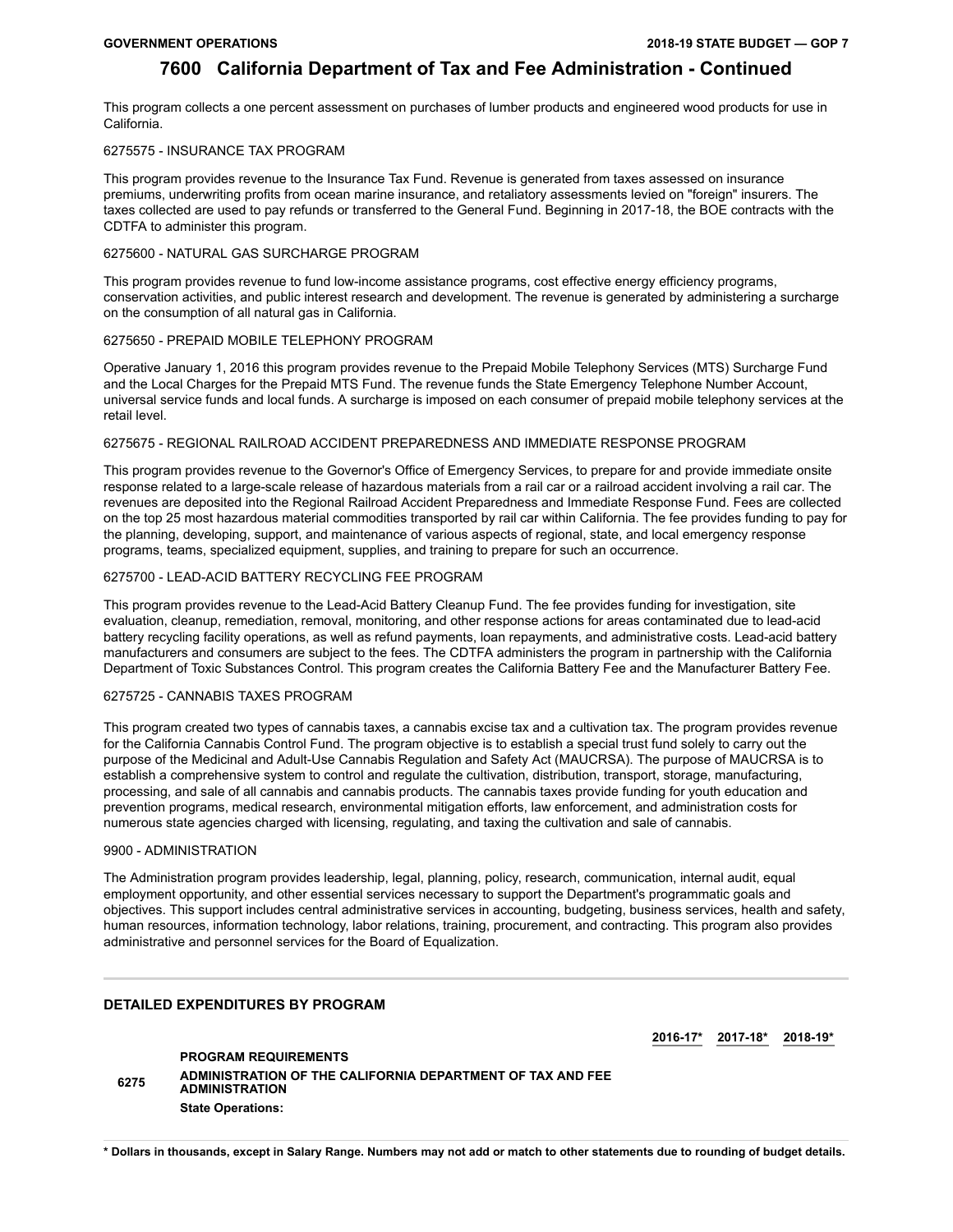# 7600 California Department of Tax and Fee Administration - Continued

This program collects a one percent assessment on purchases of lumber products and engineered wood products for use in California.

6275575 - INSURANCE TAX PROGRAM

This program provides revenue to the Insurance Tax Fund. Revenue is generated from taxes assessed on insurance premiums, underwriting profits from ocean marine insurance, and retaliatory assessments levied on "foreign" insurers. The taxes collected are used to pay refunds or transferred to the General Fund. Beginning in 2017-18, the BOE contracts with the CDTFA to administer this program.

6275600 - NATURAL GAS SURCHARGE PROGRAM

This program provides revenue to fund low-income assistance programs, cost effective energy efficiency programs, conservation activities, and public interest research and development. The revenue is generated by administering a surcharge on the consumption of all natural gas in California.

6275650 - PREPAID MOBILE TELEPHONY PROGRAM

Operative January 1, 2016 this program provides revenue to the Prepaid Mobile Telephony Services (MTS) Surcharge Fund and the Local Charges for the Prepaid MTS Fund. The revenue funds the State Emergency Telephone Number Account, universal service funds and local funds. A surcharge is imposed on each consumer of prepaid mobile telephony services at the retail level.

6275675 - REGIONAL RAILROAD ACCIDENT PREPAREDNESS AND IMMEDIATE RESPONSE PROGRAM

This program provides revenue to the Governor's Office of Emergency Services, to prepare for and provide immediate onsite response related to a large-scale release of hazardous materials from a rail car or a railroad accident involving a rail car. The revenues are deposited into the Regional Railroad Accident Preparedness and Immediate Response Fund. Fees are collected on the top 25 most hazardous material commodities transported by rail car within California. The fee provides funding to pay for the planning, developing, support, and maintenance of various aspects of regional, state, and local emergency response programs, teams, specialized equipment, supplies, and training to prepare for such an occurrence.

6275700 - LEAD-ACID BATTERY RECYCLING FEE PROGRAM

This program provides revenue to the Lead-Acid Battery Cleanup Fund. The fee provides funding for investigation, site evaluation, cleanup, remediation, removal, monitoring, and other response actions for areas contaminated due to lead-acid battery recycling facility operations, as well as refund payments, loan repayments, and administrative costs. Lead-acid battery manufacturers and consumers are subject to the fees. The CDTFA administers the program in partnership with the California Department of Toxic Substances Control. This program creates the California Battery Fee and the Manufacturer Battery Fee.

6275725 - CANNABIS TAXES PROGRAM

This program created two types of cannabis taxes, a cannabis excise tax and a cultivation tax. The program provides revenue for the California Cannabis Control Fund. The program objective is to establish a special trust fund solely to carry out the purpose of the Medicinal and Adult-Use Cannabis Regulation and Safety Act (MAUCRSA). The purpose of MAUCRSA is to establish a comprehensive system to control and regulate the cultivation, distribution, transport, storage, manufacturing, processing, and sale of all cannabis and cannabis products. The cannabis taxes provide funding for youth education and prevention programs, medical research, environmental mitigation efforts, law enforcement, and administration costs for numerous state agencies charged with licensing, regulating, and taxing the cultivation and sale of cannabis.

9900 - ADMINISTRATION

The Administration program provides leadership, legal, planning, policy, research, communication, internal audit, equal employment opportunity, and other essential services necessary to support the Department's programmatic goals and objectives. This support includes central administrative services in accounting, budgeting, business services, health and safety, human resources, information technology, labor relations, training, procurement, and contracting. This program also provides administrative and personnel services for the Board of Equalization.

## DETAILED EXPENDITURES BY PROGRAM

| | | 2016-17* | 2017-18* | 2018-19* |
|---|---|---|---|---|
| | **PROGRAM REQUIREMENTS** | | | |
| 6275 | **ADMINISTRATION OF THE CALIFORNIA DEPARTMENT OF TAX AND FEE ADMINISTRATION** | | | |
| | **State Operations:** | | | |

**\* Dollars in thousands, except in Salary Range. Numbers may not add or match to other statements due to rounding of budget details.**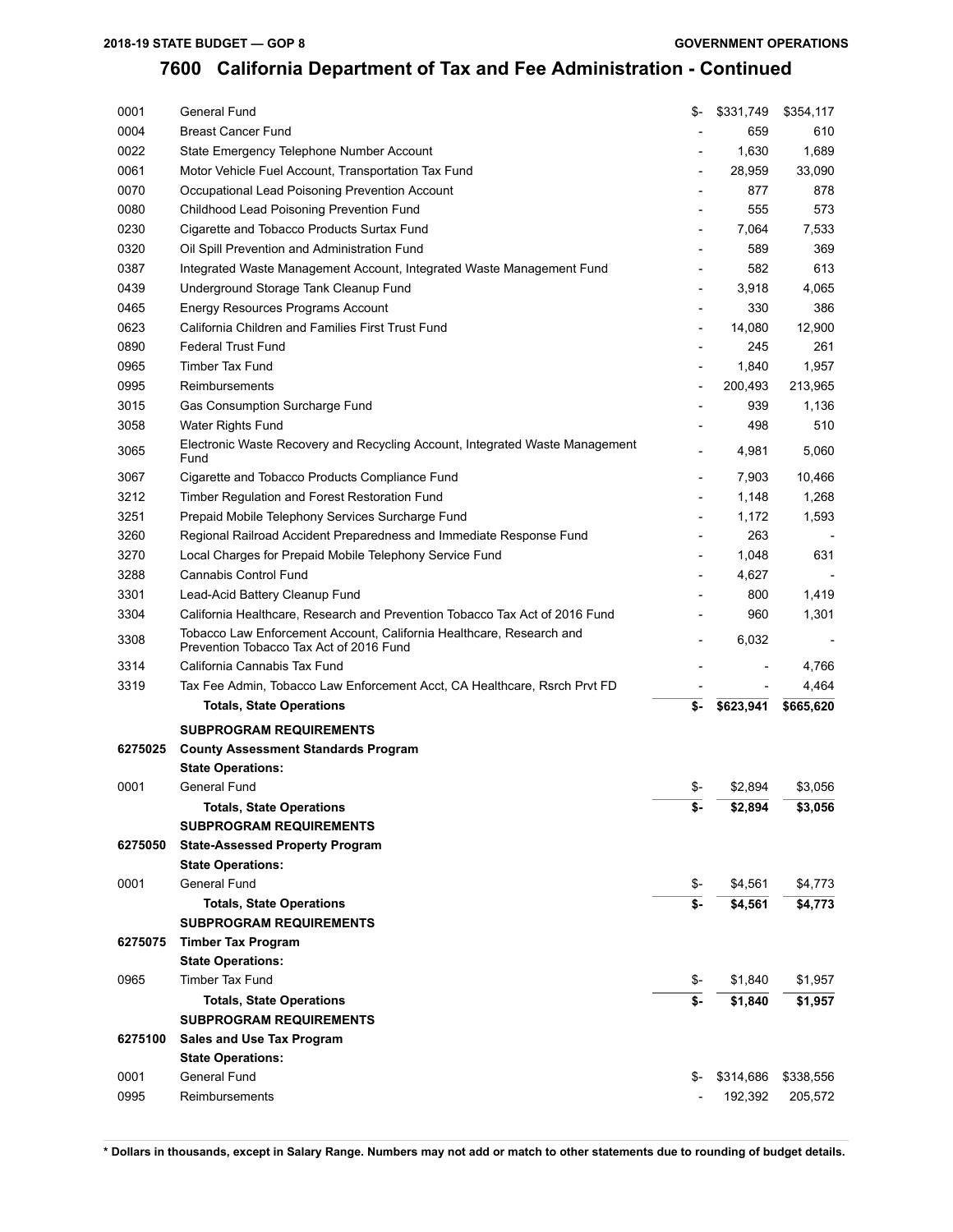# 7600 California Department of Tax and Fee Administration - Continued

| | | | | |
|---|---|---|---|---|
| 0001 | General Fund | $- | $331,749 | $354,117 |
| 0004 | Breast Cancer Fund | - | 659 | 610 |
| 0022 | State Emergency Telephone Number Account | - | 1,630 | 1,689 |
| 0061 | Motor Vehicle Fuel Account, Transportation Tax Fund | - | 28,959 | 33,090 |
| 0070 | Occupational Lead Poisoning Prevention Account | - | 877 | 878 |
| 0080 | Childhood Lead Poisoning Prevention Fund | - | 555 | 573 |
| 0230 | Cigarette and Tobacco Products Surtax Fund | - | 7,064 | 7,533 |
| 0320 | Oil Spill Prevention and Administration Fund | - | 589 | 369 |
| 0387 | Integrated Waste Management Account, Integrated Waste Management Fund | - | 582 | 613 |
| 0439 | Underground Storage Tank Cleanup Fund | - | 3,918 | 4,065 |
| 0465 | Energy Resources Programs Account | - | 330 | 386 |
| 0623 | California Children and Families First Trust Fund | - | 14,080 | 12,900 |
| 0890 | Federal Trust Fund | - | 245 | 261 |
| 0965 | Timber Tax Fund | - | 1,840 | 1,957 |
| 0995 | Reimbursements | - | 200,493 | 213,965 |
| 3015 | Gas Consumption Surcharge Fund | - | 939 | 1,136 |
| 3058 | Water Rights Fund | - | 498 | 510 |
| 3065 | Electronic Waste Recovery and Recycling Account, Integrated Waste Management Fund | - | 4,981 | 5,060 |
| 3067 | Cigarette and Tobacco Products Compliance Fund | - | 7,903 | 10,466 |
| 3212 | Timber Regulation and Forest Restoration Fund | - | 1,148 | 1,268 |
| 3251 | Prepaid Mobile Telephony Services Surcharge Fund | - | 1,172 | 1,593 |
| 3260 | Regional Railroad Accident Preparedness and Immediate Response Fund | - | 263 | - |
| 3270 | Local Charges for Prepaid Mobile Telephony Service Fund | - | 1,048 | 631 |
| 3288 | Cannabis Control Fund | - | 4,627 | - |
| 3301 | Lead-Acid Battery Cleanup Fund | - | 800 | 1,419 |
| 3304 | California Healthcare, Research and Prevention Tobacco Tax Act of 2016 Fund | - | 960 | 1,301 |
| 3308 | Tobacco Law Enforcement Account, California Healthcare, Research and Prevention Tobacco Tax Act of 2016 Fund | - | 6,032 | - |
| 3314 | California Cannabis Tax Fund | - | - | 4,766 |
| 3319 | Tax Fee Admin, Tobacco Law Enforcement Acct, CA Healthcare, Rsrch Prvt FD | - | - | 4,464 |
| | **Totals, State Operations** | **$-** | **$623,941** | **$665,620** |
| | **SUBPROGRAM REQUIREMENTS** | | | |
| **6275025** | **County Assessment Standards Program** | | | |
| | **State Operations:** | | | |
| 0001 | General Fund | $- | $2,894 | $3,056 |
| | **Totals, State Operations** | **$-** | **$2,894** | **$3,056** |
| | **SUBPROGRAM REQUIREMENTS** | | | |
| **6275050** | **State-Assessed Property Program** | | | |
| | **State Operations:** | | | |
| 0001 | General Fund | $- | $4,561 | $4,773 |
| | **Totals, State Operations** | **$-** | **$4,561** | **$4,773** |
| | **SUBPROGRAM REQUIREMENTS** | | | |
| **6275075** | **Timber Tax Program** | | | |
| | **State Operations:** | | | |
| 0965 | Timber Tax Fund | $- | $1,840 | $1,957 |
| | **Totals, State Operations** | **$-** | **$1,840** | **$1,957** |
| | **SUBPROGRAM REQUIREMENTS** | | | |
| **6275100** | **Sales and Use Tax Program** | | | |
| | **State Operations:** | | | |
| 0001 | General Fund | $- | $314,686 | $338,556 |
| 0995 | Reimbursements | - | 192,392 | 205,572 |

**\* Dollars in thousands, except in Salary Range. Numbers may not add or match to other statements due to rounding of budget details.**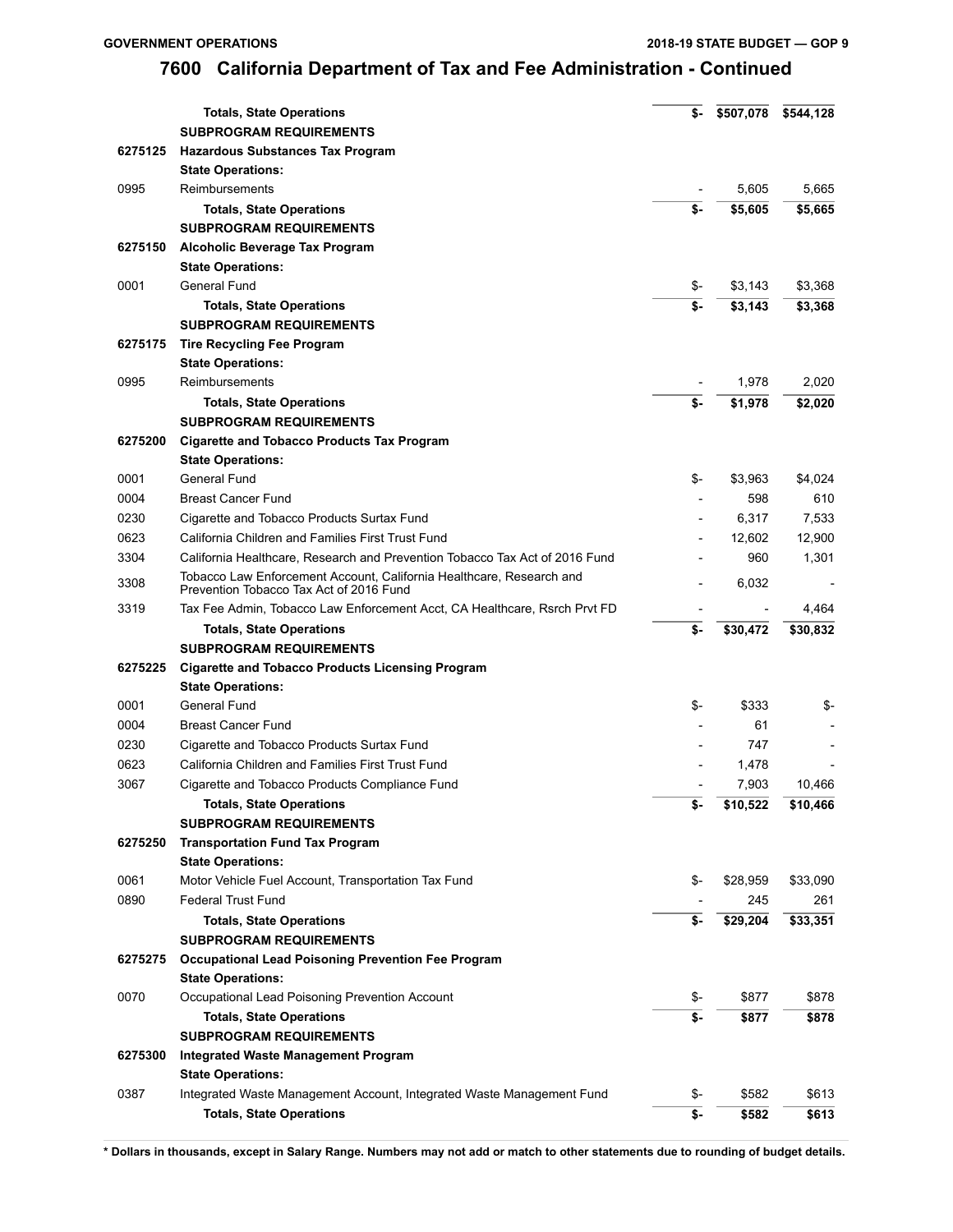# 7600 California Department of Tax and Fee Administration - Continued

| Code | Description | | | |
|---|---|---|---|---|
| | **Totals, State Operations** | **$-** | **$507,078** | **$544,128** |
| | **SUBPROGRAM REQUIREMENTS** | | | |
| **6275125** | **Hazardous Substances Tax Program** | | | |
| | **State Operations:** | | | |
| 0995 | Reimbursements | - | 5,605 | 5,665 |
| | **Totals, State Operations** | **$-** | **$5,605** | **$5,665** |
| | **SUBPROGRAM REQUIREMENTS** | | | |
| **6275150** | **Alcoholic Beverage Tax Program** | | | |
| | **State Operations:** | | | |
| 0001 | General Fund | $- | $3,143 | $3,368 |
| | **Totals, State Operations** | **$-** | **$3,143** | **$3,368** |
| | **SUBPROGRAM REQUIREMENTS** | | | |
| **6275175** | **Tire Recycling Fee Program** | | | |
| | **State Operations:** | | | |
| 0995 | Reimbursements | - | 1,978 | 2,020 |
| | **Totals, State Operations** | **$-** | **$1,978** | **$2,020** |
| | **SUBPROGRAM REQUIREMENTS** | | | |
| **6275200** | **Cigarette and Tobacco Products Tax Program** | | | |
| | **State Operations:** | | | |
| 0001 | General Fund | $- | $3,963 | $4,024 |
| 0004 | Breast Cancer Fund | - | 598 | 610 |
| 0230 | Cigarette and Tobacco Products Surtax Fund | - | 6,317 | 7,533 |
| 0623 | California Children and Families First Trust Fund | - | 12,602 | 12,900 |
| 3304 | California Healthcare, Research and Prevention Tobacco Tax Act of 2016 Fund | - | 960 | 1,301 |
| 3308 | Tobacco Law Enforcement Account, California Healthcare, Research and Prevention Tobacco Tax Act of 2016 Fund | - | 6,032 | - |
| 3319 | Tax Fee Admin, Tobacco Law Enforcement Acct, CA Healthcare, Rsrch Prvt FD | - | - | 4,464 |
| | **Totals, State Operations** | **$-** | **$30,472** | **$30,832** |
| | **SUBPROGRAM REQUIREMENTS** | | | |
| **6275225** | **Cigarette and Tobacco Products Licensing Program** | | | |
| | **State Operations:** | | | |
| 0001 | General Fund | $- | $333 | $- |
| 0004 | Breast Cancer Fund | - | 61 | - |
| 0230 | Cigarette and Tobacco Products Surtax Fund | - | 747 | - |
| 0623 | California Children and Families First Trust Fund | - | 1,478 | - |
| 3067 | Cigarette and Tobacco Products Compliance Fund | - | 7,903 | 10,466 |
| | **Totals, State Operations** | **$-** | **$10,522** | **$10,466** |
| | **SUBPROGRAM REQUIREMENTS** | | | |
| **6275250** | **Transportation Fund Tax Program** | | | |
| | **State Operations:** | | | |
| 0061 | Motor Vehicle Fuel Account, Transportation Tax Fund | $- | $28,959 | $33,090 |
| 0890 | Federal Trust Fund | - | 245 | 261 |
| | **Totals, State Operations** | **$-** | **$29,204** | **$33,351** |
| | **SUBPROGRAM REQUIREMENTS** | | | |
| **6275275** | **Occupational Lead Poisoning Prevention Fee Program** | | | |
| | **State Operations:** | | | |
| 0070 | Occupational Lead Poisoning Prevention Account | $- | $877 | $878 |
| | **Totals, State Operations** | **$-** | **$877** | **$878** |
| | **SUBPROGRAM REQUIREMENTS** | | | |
| **6275300** | **Integrated Waste Management Program** | | | |
| | **State Operations:** | | | |
| 0387 | Integrated Waste Management Account, Integrated Waste Management Fund | $- | $582 | $613 |
| | **Totals, State Operations** | **$-** | **$582** | **$613** |

**\* Dollars in thousands, except in Salary Range. Numbers may not add or match to other statements due to rounding of budget details.**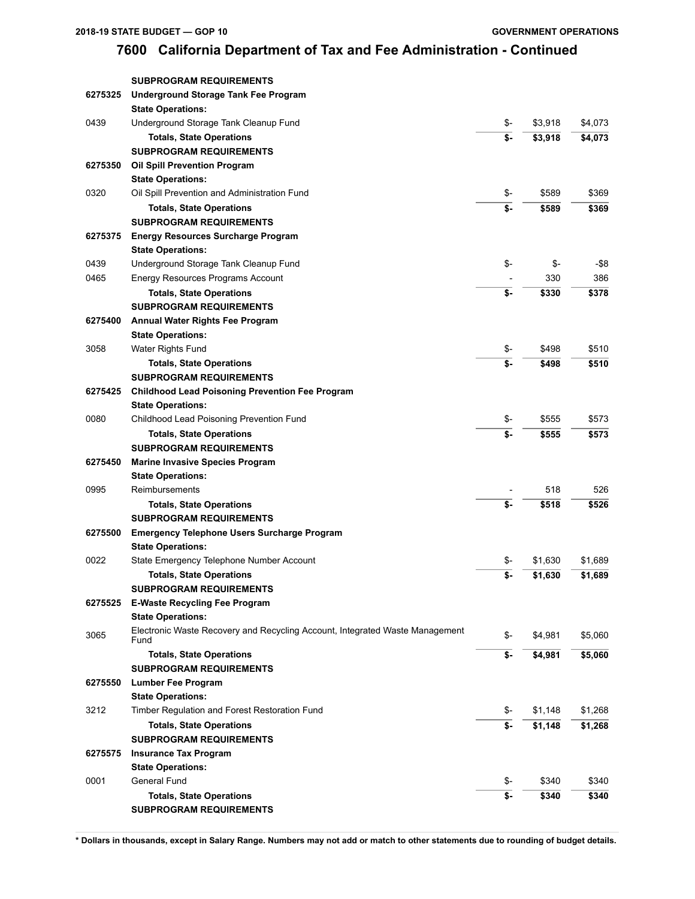## 7600 California Department of Tax and Fee Administration - Continued

| | | | | |
|---|---|---|---|---|
| | **SUBPROGRAM REQUIREMENTS** | | | |
| **6275325** | **Underground Storage Tank Fee Program** | | | |
| | **State Operations:** | | | |
| 0439 | Underground Storage Tank Cleanup Fund | $- | $3,918 | $4,073 |
| | **Totals, State Operations** | **$-** | **$3,918** | **$4,073** |
| | **SUBPROGRAM REQUIREMENTS** | | | |
| **6275350** | **Oil Spill Prevention Program** | | | |
| | **State Operations:** | | | |
| 0320 | Oil Spill Prevention and Administration Fund | $- | $589 | $369 |
| | **Totals, State Operations** | **$-** | **$589** | **$369** |
| | **SUBPROGRAM REQUIREMENTS** | | | |
| **6275375** | **Energy Resources Surcharge Program** | | | |
| | **State Operations:** | | | |
| 0439 | Underground Storage Tank Cleanup Fund | $- | $- | -$8 |
| 0465 | Energy Resources Programs Account | - | 330 | 386 |
| | **Totals, State Operations** | **$-** | **$330** | **$378** |
| | **SUBPROGRAM REQUIREMENTS** | | | |
| **6275400** | **Annual Water Rights Fee Program** | | | |
| | **State Operations:** | | | |
| 3058 | Water Rights Fund | $- | $498 | $510 |
| | **Totals, State Operations** | **$-** | **$498** | **$510** |
| | **SUBPROGRAM REQUIREMENTS** | | | |
| **6275425** | **Childhood Lead Poisoning Prevention Fee Program** | | | |
| | **State Operations:** | | | |
| 0080 | Childhood Lead Poisoning Prevention Fund | $- | $555 | $573 |
| | **Totals, State Operations** | **$-** | **$555** | **$573** |
| | **SUBPROGRAM REQUIREMENTS** | | | |
| **6275450** | **Marine Invasive Species Program** | | | |
| | **State Operations:** | | | |
| 0995 | Reimbursements | - | 518 | 526 |
| | **Totals, State Operations** | **$-** | **$518** | **$526** |
| | **SUBPROGRAM REQUIREMENTS** | | | |
| **6275500** | **Emergency Telephone Users Surcharge Program** | | | |
| | **State Operations:** | | | |
| 0022 | State Emergency Telephone Number Account | $- | $1,630 | $1,689 |
| | **Totals, State Operations** | **$-** | **$1,630** | **$1,689** |
| | **SUBPROGRAM REQUIREMENTS** | | | |
| **6275525** | **E-Waste Recycling Fee Program** | | | |
| | **State Operations:** | | | |
| 3065 | Electronic Waste Recovery and Recycling Account, Integrated Waste Management Fund | $- | $4,981 | $5,060 |
| | **Totals, State Operations** | **$-** | **$4,981** | **$5,060** |
| | **SUBPROGRAM REQUIREMENTS** | | | |
| **6275550** | **Lumber Fee Program** | | | |
| | **State Operations:** | | | |
| 3212 | Timber Regulation and Forest Restoration Fund | $- | $1,148 | $1,268 |
| | **Totals, State Operations** | **$-** | **$1,148** | **$1,268** |
| | **SUBPROGRAM REQUIREMENTS** | | | |
| **6275575** | **Insurance Tax Program** | | | |
| | **State Operations:** | | | |
| 0001 | General Fund | $- | $340 | $340 |
| | **Totals, State Operations** | **$-** | **$340** | **$340** |
| | **SUBPROGRAM REQUIREMENTS** | | | |

**\* Dollars in thousands, except in Salary Range. Numbers may not add or match to other statements due to rounding of budget details.**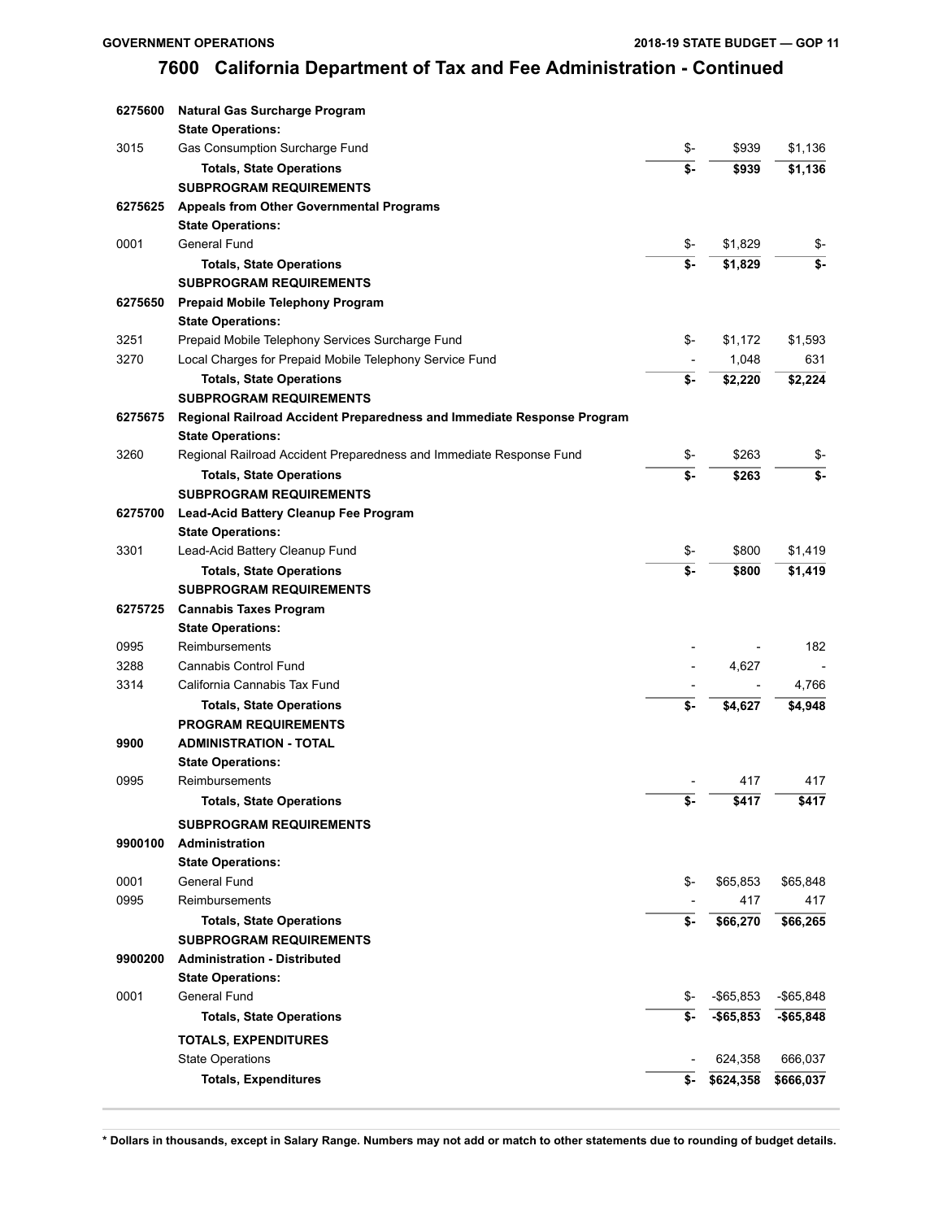## 7600 California Department of Tax and Fee Administration - Continued

| | | | | |
|---|---|---|---|---|
| **6275600** | **Natural Gas Surcharge Program** | | | |
| | **State Operations:** | | | |
| 3015 | Gas Consumption Surcharge Fund | $- | $939 | $1,136 |
| | **Totals, State Operations** | **$-** | **$939** | **$1,136** |
| | **SUBPROGRAM REQUIREMENTS** | | | |
| **6275625** | **Appeals from Other Governmental Programs** | | | |
| | **State Operations:** | | | |
| 0001 | General Fund | $- | $1,829 | $- |
| | **Totals, State Operations** | **$-** | **$1,829** | **$-** |
| | **SUBPROGRAM REQUIREMENTS** | | | |
| **6275650** | **Prepaid Mobile Telephony Program** | | | |
| | **State Operations:** | | | |
| 3251 | Prepaid Mobile Telephony Services Surcharge Fund | $- | $1,172 | $1,593 |
| 3270 | Local Charges for Prepaid Mobile Telephony Service Fund | - | 1,048 | 631 |
| | **Totals, State Operations** | **$-** | **$2,220** | **$2,224** |
| | **SUBPROGRAM REQUIREMENTS** | | | |
| **6275675** | **Regional Railroad Accident Preparedness and Immediate Response Program** | | | |
| | **State Operations:** | | | |
| 3260 | Regional Railroad Accident Preparedness and Immediate Response Fund | $- | $263 | $- |
| | **Totals, State Operations** | **$-** | **$263** | **$-** |
| | **SUBPROGRAM REQUIREMENTS** | | | |
| **6275700** | **Lead-Acid Battery Cleanup Fee Program** | | | |
| | **State Operations:** | | | |
| 3301 | Lead-Acid Battery Cleanup Fund | $- | $800 | $1,419 |
| | **Totals, State Operations** | **$-** | **$800** | **$1,419** |
| | **SUBPROGRAM REQUIREMENTS** | | | |
| **6275725** | **Cannabis Taxes Program** | | | |
| | **State Operations:** | | | |
| 0995 | Reimbursements | - | - | 182 |
| 3288 | Cannabis Control Fund | - | 4,627 | - |
| 3314 | California Cannabis Tax Fund | - | - | 4,766 |
| | **Totals, State Operations** | **$-** | **$4,627** | **$4,948** |
| | **PROGRAM REQUIREMENTS** | | | |
| **9900** | **ADMINISTRATION - TOTAL** | | | |
| | **State Operations:** | | | |
| 0995 | Reimbursements | - | 417 | 417 |
| | **Totals, State Operations** | **$-** | **$417** | **$417** |
| | **SUBPROGRAM REQUIREMENTS** | | | |
| **9900100** | **Administration** | | | |
| | **State Operations:** | | | |
| 0001 | General Fund | $- | $65,853 | $65,848 |
| 0995 | Reimbursements | - | 417 | 417 |
| | **Totals, State Operations** | **$-** | **$66,270** | **$66,265** |
| | **SUBPROGRAM REQUIREMENTS** | | | |
| **9900200** | **Administration - Distributed** | | | |
| | **State Operations:** | | | |
| 0001 | General Fund | $- | -$65,853 | -$65,848 |
| | **Totals, State Operations** | **$-** | **-$65,853** | **-$65,848** |
| | **TOTALS, EXPENDITURES** | | | |
| | State Operations | - | 624,358 | 666,037 |
| | **Totals, Expenditures** | **$-** | **$624,358** | **$666,037** |

**\* Dollars in thousands, except in Salary Range. Numbers may not add or match to other statements due to rounding of budget details.**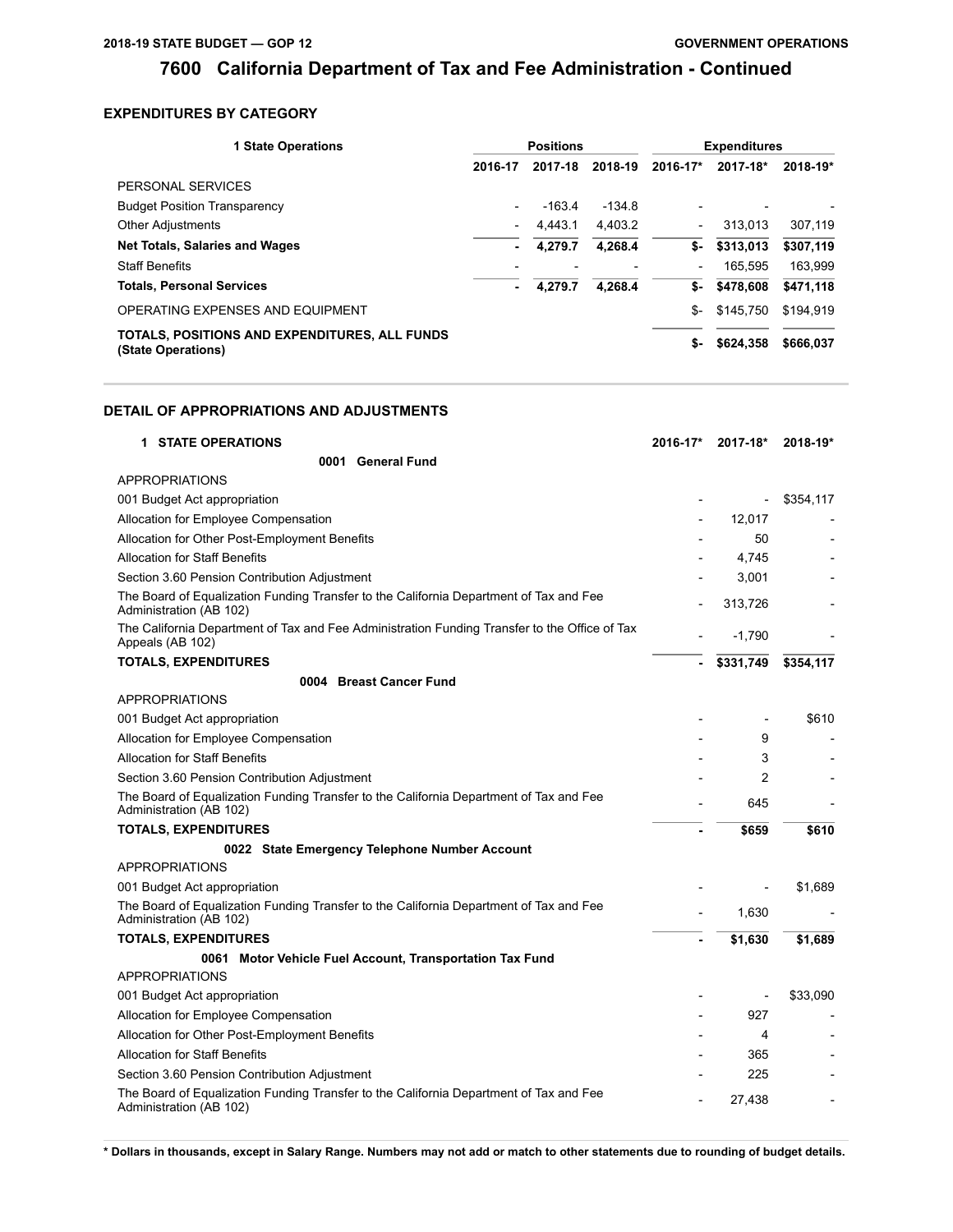# 7600 California Department of Tax and Fee Administration - Continued

## EXPENDITURES BY CATEGORY

| 1 State Operations | Positions | | | Expenditures | | |
|---|---|---|---|---|---|---|
| | 2016-17 | 2017-18 | 2018-19 | 2016-17* | 2017-18* | 2018-19* |
| PERSONAL SERVICES | | | | | | |
| Budget Position Transparency | - | -163.4 | -134.8 | - | - | - |
| Other Adjustments | - | 4,443.1 | 4,403.2 | - | 313,013 | 307,119 |
| **Net Totals, Salaries and Wages** | **-** | **4,279.7** | **4,268.4** | **$-** | **$313,013** | **$307,119** |
| Staff Benefits | - | - | - | - | 165,595 | 163,999 |
| **Totals, Personal Services** | **-** | **4,279.7** | **4,268.4** | **$-** | **$478,608** | **$471,118** |
| OPERATING EXPENSES AND EQUIPMENT | | | | $- | $145,750 | $194,919 |
| **TOTALS, POSITIONS AND EXPENDITURES, ALL FUNDS (State Operations)** | | | | **$-** | **$624,358** | **$666,037** |

## DETAIL OF APPROPRIATIONS AND ADJUSTMENTS

| 1 STATE OPERATIONS | 2016-17* | 2017-18* | 2018-19* |
|---|---|---|---|
| **0001 General Fund** | | | |
| APPROPRIATIONS | | | |
| 001 Budget Act appropriation | - | - | $354,117 |
| Allocation for Employee Compensation | - | 12,017 | - |
| Allocation for Other Post-Employment Benefits | - | 50 | - |
| Allocation for Staff Benefits | - | 4,745 | - |
| Section 3.60 Pension Contribution Adjustment | - | 3,001 | - |
| The Board of Equalization Funding Transfer to the California Department of Tax and Fee Administration (AB 102) | - | 313,726 | - |
| The California Department of Tax and Fee Administration Funding Transfer to the Office of Tax Appeals (AB 102) | - | -1,790 | - |
| **TOTALS, EXPENDITURES** | **-** | **$331,749** | **$354,117** |
| **0004 Breast Cancer Fund** | | | |
| APPROPRIATIONS | | | |
| 001 Budget Act appropriation | - | - | $610 |
| Allocation for Employee Compensation | - | 9 | - |
| Allocation for Staff Benefits | - | 3 | - |
| Section 3.60 Pension Contribution Adjustment | - | 2 | - |
| The Board of Equalization Funding Transfer to the California Department of Tax and Fee Administration (AB 102) | - | 645 | - |
| **TOTALS, EXPENDITURES** | **-** | **$659** | **$610** |
| **0022 State Emergency Telephone Number Account** | | | |
| APPROPRIATIONS | | | |
| 001 Budget Act appropriation | - | - | $1,689 |
| The Board of Equalization Funding Transfer to the California Department of Tax and Fee Administration (AB 102) | - | 1,630 | - |
| **TOTALS, EXPENDITURES** | **-** | **$1,630** | **$1,689** |
| **0061 Motor Vehicle Fuel Account, Transportation Tax Fund** | | | |
| APPROPRIATIONS | | | |
| 001 Budget Act appropriation | - | - | $33,090 |
| Allocation for Employee Compensation | - | 927 | - |
| Allocation for Other Post-Employment Benefits | - | 4 | - |
| Allocation for Staff Benefits | - | 365 | - |
| Section 3.60 Pension Contribution Adjustment | - | 225 | - |
| The Board of Equalization Funding Transfer to the California Department of Tax and Fee Administration (AB 102) | - | 27,438 | - |

**\* Dollars in thousands, except in Salary Range. Numbers may not add or match to other statements due to rounding of budget details.**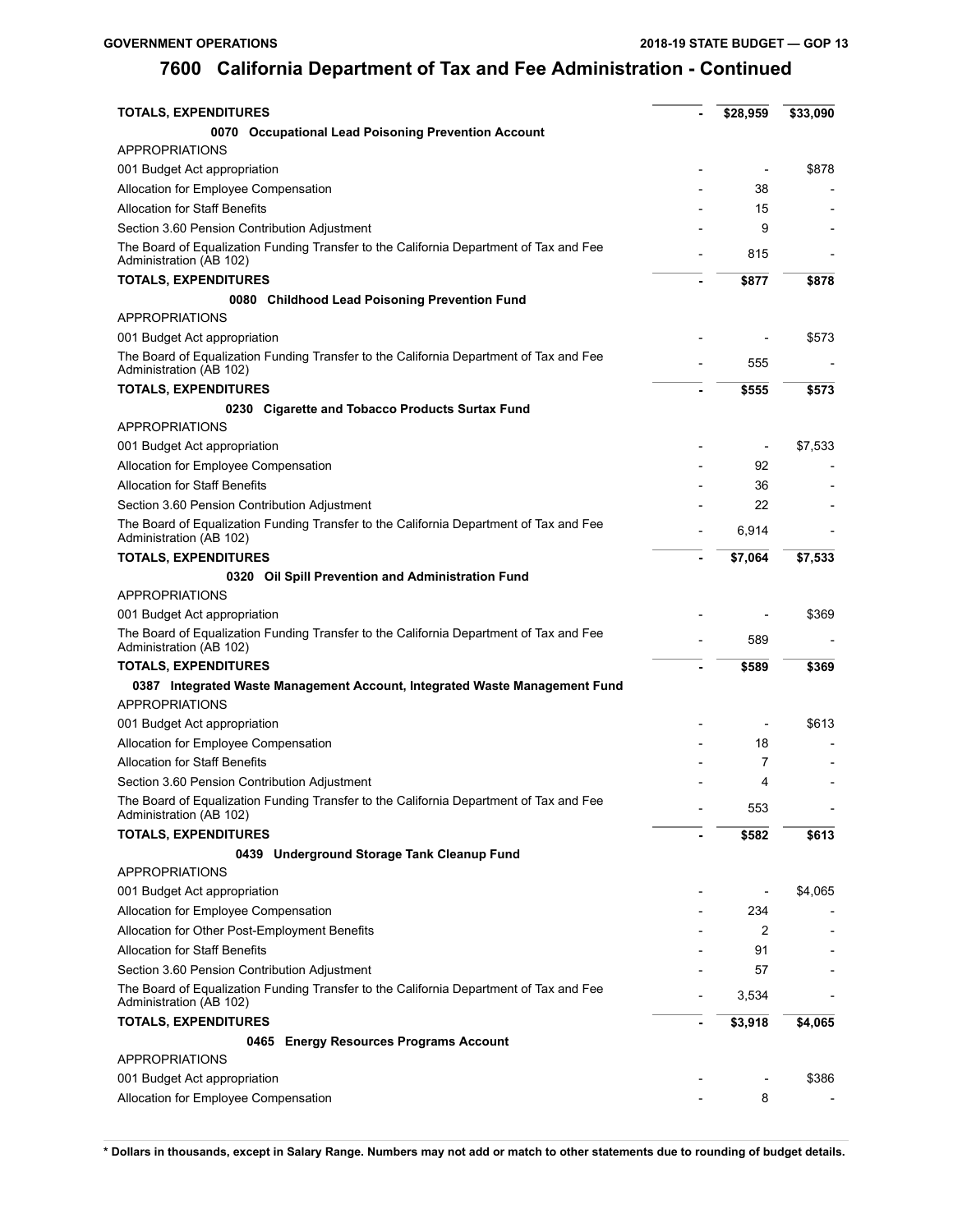# 7600 California Department of Tax and Fee Administration - Continued

| | | | |
|---|---|---|---|
| **TOTALS, EXPENDITURES** | - | **$28,959** | **$33,090** |
| **0070 Occupational Lead Poisoning Prevention Account** | | | |
| APPROPRIATIONS | | | |
| 001 Budget Act appropriation | - | - | $878 |
| Allocation for Employee Compensation | - | 38 | - |
| Allocation for Staff Benefits | - | 15 | - |
| Section 3.60 Pension Contribution Adjustment | - | 9 | - |
| The Board of Equalization Funding Transfer to the California Department of Tax and Fee Administration (AB 102) | - | 815 | - |
| **TOTALS, EXPENDITURES** | - | **$877** | **$878** |
| **0080 Childhood Lead Poisoning Prevention Fund** | | | |
| APPROPRIATIONS | | | |
| 001 Budget Act appropriation | - | - | $573 |
| The Board of Equalization Funding Transfer to the California Department of Tax and Fee Administration (AB 102) | - | 555 | - |
| **TOTALS, EXPENDITURES** | - | **$555** | **$573** |
| **0230 Cigarette and Tobacco Products Surtax Fund** | | | |
| APPROPRIATIONS | | | |
| 001 Budget Act appropriation | - | - | $7,533 |
| Allocation for Employee Compensation | - | 92 | - |
| Allocation for Staff Benefits | - | 36 | - |
| Section 3.60 Pension Contribution Adjustment | - | 22 | - |
| The Board of Equalization Funding Transfer to the California Department of Tax and Fee Administration (AB 102) | - | 6,914 | - |
| **TOTALS, EXPENDITURES** | - | **$7,064** | **$7,533** |
| **0320 Oil Spill Prevention and Administration Fund** | | | |
| APPROPRIATIONS | | | |
| 001 Budget Act appropriation | - | - | $369 |
| The Board of Equalization Funding Transfer to the California Department of Tax and Fee Administration (AB 102) | - | 589 | - |
| **TOTALS, EXPENDITURES** | - | **$589** | **$369** |
| **0387 Integrated Waste Management Account, Integrated Waste Management Fund** | | | |
| APPROPRIATIONS | | | |
| 001 Budget Act appropriation | - | - | $613 |
| Allocation for Employee Compensation | - | 18 | - |
| Allocation for Staff Benefits | - | 7 | - |
| Section 3.60 Pension Contribution Adjustment | - | 4 | - |
| The Board of Equalization Funding Transfer to the California Department of Tax and Fee Administration (AB 102) | - | 553 | - |
| **TOTALS, EXPENDITURES** | - | **$582** | **$613** |
| **0439 Underground Storage Tank Cleanup Fund** | | | |
| APPROPRIATIONS | | | |
| 001 Budget Act appropriation | - | - | $4,065 |
| Allocation for Employee Compensation | - | 234 | - |
| Allocation for Other Post-Employment Benefits | - | 2 | - |
| Allocation for Staff Benefits | - | 91 | - |
| Section 3.60 Pension Contribution Adjustment | - | 57 | - |
| The Board of Equalization Funding Transfer to the California Department of Tax and Fee Administration (AB 102) | - | 3,534 | - |
| **TOTALS, EXPENDITURES** | - | **$3,918** | **$4,065** |
| **0465 Energy Resources Programs Account** | | | |
| APPROPRIATIONS | | | |
| 001 Budget Act appropriation | - | - | $386 |
| Allocation for Employee Compensation | - | 8 | - |

**\* Dollars in thousands, except in Salary Range. Numbers may not add or match to other statements due to rounding of budget details.**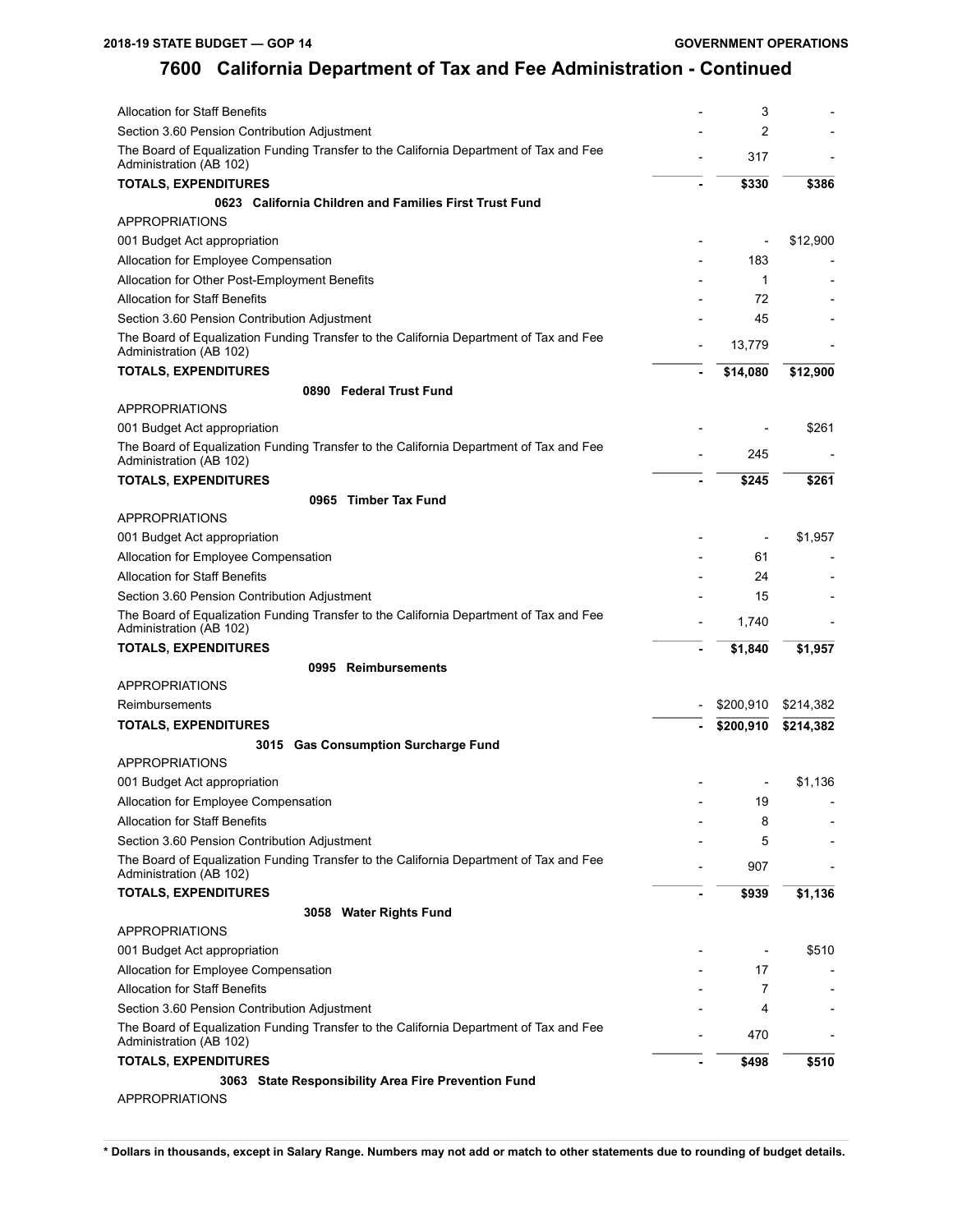# 7600 California Department of Tax and Fee Administration - Continued

| | | | |
|---|---|---|---|
| Allocation for Staff Benefits | - | 3 | - |
| Section 3.60 Pension Contribution Adjustment | - | 2 | - |
| The Board of Equalization Funding Transfer to the California Department of Tax and Fee Administration (AB 102) | - | 317 | - |
| **TOTALS, EXPENDITURES** | - | **$330** | **$386** |
| **0623 California Children and Families First Trust Fund** | | | |
| APPROPRIATIONS | | | |
| 001 Budget Act appropriation | - | - | $12,900 |
| Allocation for Employee Compensation | - | 183 | - |
| Allocation for Other Post-Employment Benefits | - | 1 | - |
| Allocation for Staff Benefits | - | 72 | - |
| Section 3.60 Pension Contribution Adjustment | - | 45 | - |
| The Board of Equalization Funding Transfer to the California Department of Tax and Fee Administration (AB 102) | - | 13,779 | - |
| **TOTALS, EXPENDITURES** | - | **$14,080** | **$12,900** |
| **0890 Federal Trust Fund** | | | |
| APPROPRIATIONS | | | |
| 001 Budget Act appropriation | - | - | $261 |
| The Board of Equalization Funding Transfer to the California Department of Tax and Fee Administration (AB 102) | - | 245 | - |
| **TOTALS, EXPENDITURES** | - | **$245** | **$261** |
| **0965 Timber Tax Fund** | | | |
| APPROPRIATIONS | | | |
| 001 Budget Act appropriation | - | - | $1,957 |
| Allocation for Employee Compensation | - | 61 | - |
| Allocation for Staff Benefits | - | 24 | - |
| Section 3.60 Pension Contribution Adjustment | - | 15 | - |
| The Board of Equalization Funding Transfer to the California Department of Tax and Fee Administration (AB 102) | - | 1,740 | - |
| **TOTALS, EXPENDITURES** | - | **$1,840** | **$1,957** |
| **0995 Reimbursements** | | | |
| APPROPRIATIONS | | | |
| Reimbursements | - | $200,910 | $214,382 |
| **TOTALS, EXPENDITURES** | - | **$200,910** | **$214,382** |
| **3015 Gas Consumption Surcharge Fund** | | | |
| APPROPRIATIONS | | | |
| 001 Budget Act appropriation | - | - | $1,136 |
| Allocation for Employee Compensation | - | 19 | - |
| Allocation for Staff Benefits | - | 8 | - |
| Section 3.60 Pension Contribution Adjustment | - | 5 | - |
| The Board of Equalization Funding Transfer to the California Department of Tax and Fee Administration (AB 102) | - | 907 | - |
| **TOTALS, EXPENDITURES** | - | **$939** | **$1,136** |
| **3058 Water Rights Fund** | | | |
| APPROPRIATIONS | | | |
| 001 Budget Act appropriation | - | - | $510 |
| Allocation for Employee Compensation | - | 17 | - |
| Allocation for Staff Benefits | - | 7 | - |
| Section 3.60 Pension Contribution Adjustment | - | 4 | - |
| The Board of Equalization Funding Transfer to the California Department of Tax and Fee Administration (AB 102) | - | 470 | - |
| **TOTALS, EXPENDITURES** | - | **$498** | **$510** |
| **3063 State Responsibility Area Fire Prevention Fund** | | | |
| APPROPRIATIONS | | | |

**\* Dollars in thousands, except in Salary Range. Numbers may not add or match to other statements due to rounding of budget details.**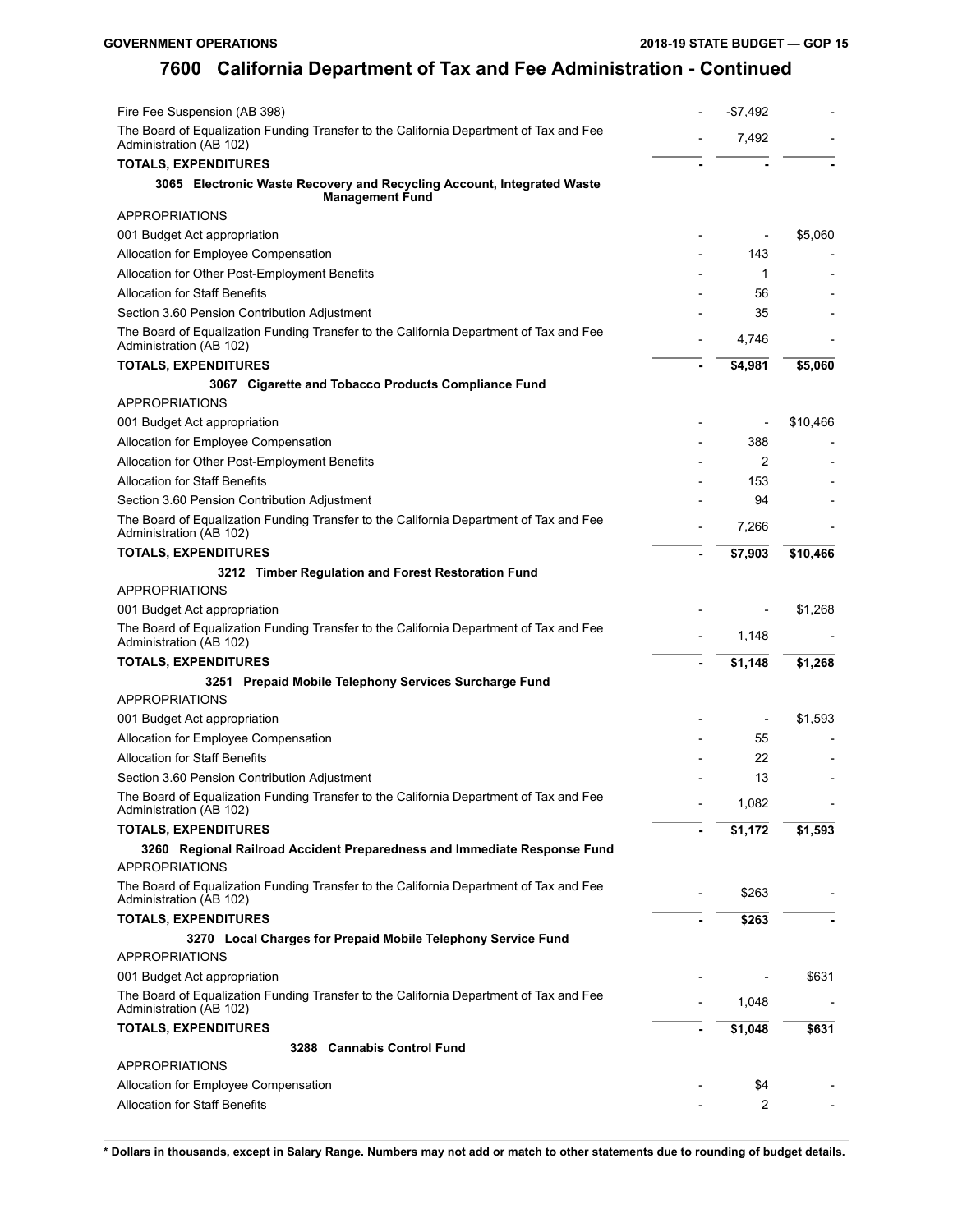# 7600 California Department of Tax and Fee Administration - Continued

| | | | |
|---|---|---|---|
| Fire Fee Suspension (AB 398) | - | -$7,492 | - |
| The Board of Equalization Funding Transfer to the California Department of Tax and Fee Administration (AB 102) | - | 7,492 | - |
| **TOTALS, EXPENDITURES** | **-** | **-** | **-** |
| **3065 Electronic Waste Recovery and Recycling Account, Integrated Waste Management Fund** | | | |
| APPROPRIATIONS | | | |
| 001 Budget Act appropriation | - | - | $5,060 |
| Allocation for Employee Compensation | - | 143 | - |
| Allocation for Other Post-Employment Benefits | - | 1 | - |
| Allocation for Staff Benefits | - | 56 | - |
| Section 3.60 Pension Contribution Adjustment | - | 35 | - |
| The Board of Equalization Funding Transfer to the California Department of Tax and Fee Administration (AB 102) | - | 4,746 | - |
| **TOTALS, EXPENDITURES** | **-** | **$4,981** | **$5,060** |
| **3067 Cigarette and Tobacco Products Compliance Fund** | | | |
| APPROPRIATIONS | | | |
| 001 Budget Act appropriation | - | - | $10,466 |
| Allocation for Employee Compensation | - | 388 | - |
| Allocation for Other Post-Employment Benefits | - | 2 | - |
| Allocation for Staff Benefits | - | 153 | - |
| Section 3.60 Pension Contribution Adjustment | - | 94 | - |
| The Board of Equalization Funding Transfer to the California Department of Tax and Fee Administration (AB 102) | - | 7,266 | - |
| **TOTALS, EXPENDITURES** | **-** | **$7,903** | **$10,466** |
| **3212 Timber Regulation and Forest Restoration Fund** | | | |
| APPROPRIATIONS | | | |
| 001 Budget Act appropriation | - | - | $1,268 |
| The Board of Equalization Funding Transfer to the California Department of Tax and Fee Administration (AB 102) | - | 1,148 | - |
| **TOTALS, EXPENDITURES** | **-** | **$1,148** | **$1,268** |
| **3251 Prepaid Mobile Telephony Services Surcharge Fund** | | | |
| APPROPRIATIONS | | | |
| 001 Budget Act appropriation | - | - | $1,593 |
| Allocation for Employee Compensation | - | 55 | - |
| Allocation for Staff Benefits | - | 22 | - |
| Section 3.60 Pension Contribution Adjustment | - | 13 | - |
| The Board of Equalization Funding Transfer to the California Department of Tax and Fee Administration (AB 102) | - | 1,082 | - |
| **TOTALS, EXPENDITURES** | **-** | **$1,172** | **$1,593** |
| **3260 Regional Railroad Accident Preparedness and Immediate Response Fund** | | | |
| APPROPRIATIONS | | | |
| The Board of Equalization Funding Transfer to the California Department of Tax and Fee Administration (AB 102) | - | $263 | - |
| **TOTALS, EXPENDITURES** | **-** | **$263** | **-** |
| **3270 Local Charges for Prepaid Mobile Telephony Service Fund** | | | |
| APPROPRIATIONS | | | |
| 001 Budget Act appropriation | - | - | $631 |
| The Board of Equalization Funding Transfer to the California Department of Tax and Fee Administration (AB 102) | - | 1,048 | - |
| **TOTALS, EXPENDITURES** | **-** | **$1,048** | **$631** |
| **3288 Cannabis Control Fund** | | | |
| APPROPRIATIONS | | | |
| Allocation for Employee Compensation | - | $4 | - |
| Allocation for Staff Benefits | - | 2 | - |

**\* Dollars in thousands, except in Salary Range. Numbers may not add or match to other statements due to rounding of budget details.**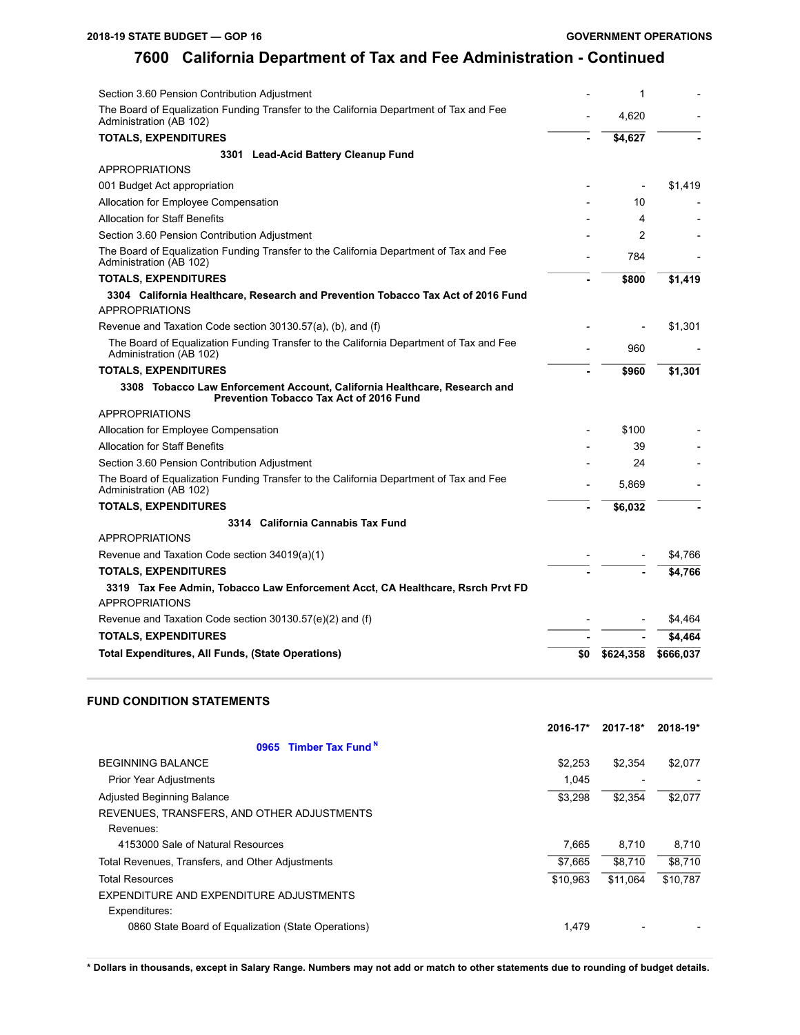# 7600 California Department of Tax and Fee Administration - Continued

| | | | |
|---|---|---|---|
| Section 3.60 Pension Contribution Adjustment | - | 1 | - |
| The Board of Equalization Funding Transfer to the California Department of Tax and Fee Administration (AB 102) | - | 4,620 | - |
| **TOTALS, EXPENDITURES** | **-** | **$4,627** | **-** |
| **3301 Lead-Acid Battery Cleanup Fund** | | | |
| APPROPRIATIONS | | | |
| 001 Budget Act appropriation | - | - | $1,419 |
| Allocation for Employee Compensation | - | 10 | - |
| Allocation for Staff Benefits | - | 4 | - |
| Section 3.60 Pension Contribution Adjustment | - | 2 | - |
| The Board of Equalization Funding Transfer to the California Department of Tax and Fee Administration (AB 102) | - | 784 | - |
| **TOTALS, EXPENDITURES** | **-** | **$800** | **$1,419** |
| **3304 California Healthcare, Research and Prevention Tobacco Tax Act of 2016 Fund** | | | |
| APPROPRIATIONS | | | |
| Revenue and Taxation Code section 30130.57(a), (b), and (f) | - | - | $1,301 |
| The Board of Equalization Funding Transfer to the California Department of Tax and Fee Administration (AB 102) | - | 960 | - |
| **TOTALS, EXPENDITURES** | **-** | **$960** | **$1,301** |
| **3308 Tobacco Law Enforcement Account, California Healthcare, Research and Prevention Tobacco Tax Act of 2016 Fund** | | | |
| APPROPRIATIONS | | | |
| Allocation for Employee Compensation | - | $100 | - |
| Allocation for Staff Benefits | - | 39 | - |
| Section 3.60 Pension Contribution Adjustment | - | 24 | - |
| The Board of Equalization Funding Transfer to the California Department of Tax and Fee Administration (AB 102) | - | 5,869 | - |
| **TOTALS, EXPENDITURES** | **-** | **$6,032** | **-** |
| **3314 California Cannabis Tax Fund** | | | |
| APPROPRIATIONS | | | |
| Revenue and Taxation Code section 34019(a)(1) | - | - | $4,766 |
| **TOTALS, EXPENDITURES** | **-** | **-** | **$4,766** |
| **3319 Tax Fee Admin, Tobacco Law Enforcement Acct, CA Healthcare, Rsrch Prvt FD** | | | |
| APPROPRIATIONS | | | |
| Revenue and Taxation Code section 30130.57(e)(2) and (f) | - | - | $4,464 |
| **TOTALS, EXPENDITURES** | **-** | **-** | **$4,464** |
| **Total Expenditures, All Funds, (State Operations)** | **$0** | **$624,358** | **$666,037** |

## FUND CONDITION STATEMENTS

| | 2016-17* | 2017-18* | 2018-19* |
|---|---|---|---|
| **0965 Timber Tax Fund** [N] | | | |
| BEGINNING BALANCE | $2,253 | $2,354 | $2,077 |
| Prior Year Adjustments | 1,045 | - | - |
| Adjusted Beginning Balance | $3,298 | $2,354 | $2,077 |
| REVENUES, TRANSFERS, AND OTHER ADJUSTMENTS | | | |
| Revenues: | | | |
| 4153000 Sale of Natural Resources | 7,665 | 8,710 | 8,710 |
| Total Revenues, Transfers, and Other Adjustments | $7,665 | $8,710 | $8,710 |
| Total Resources | $10,963 | $11,064 | $10,787 |
| EXPENDITURE AND EXPENDITURE ADJUSTMENTS | | | |
| Expenditures: | | | |
| 0860 State Board of Equalization (State Operations) | 1,479 | - | - |

**\* Dollars in thousands, except in Salary Range. Numbers may not add or match to other statements due to rounding of budget details.**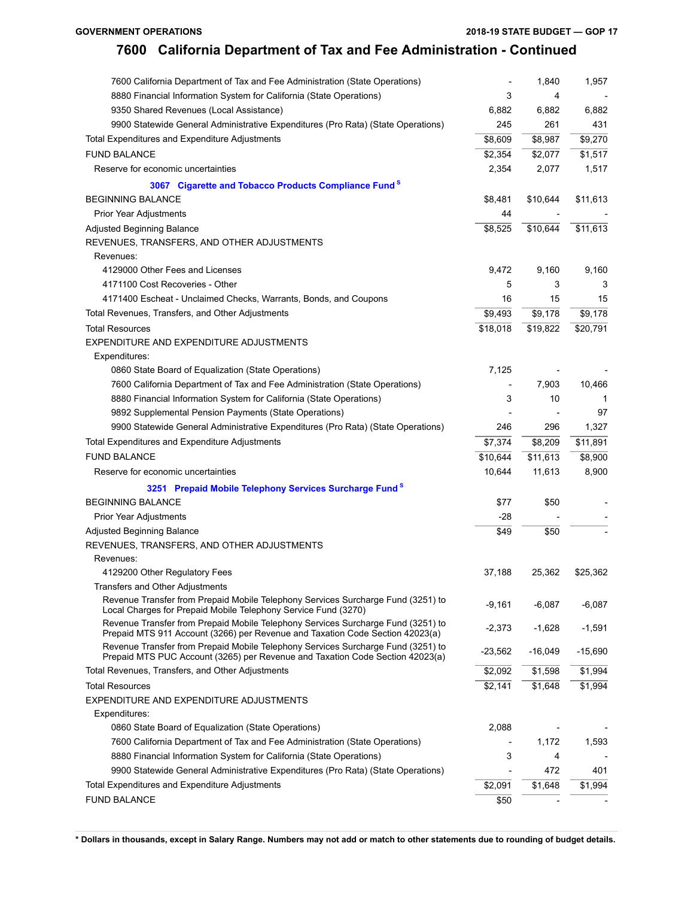## 7600 California Department of Tax and Fee Administration - Continued

| | | | |
|---|---|---|---|
| 7600 California Department of Tax and Fee Administration (State Operations) | - | 1,840 | 1,957 |
| 8880 Financial Information System for California (State Operations) | 3 | 4 | - |
| 9350 Shared Revenues (Local Assistance) | 6,882 | 6,882 | 6,882 |
| 9900 Statewide General Administrative Expenditures (Pro Rata) (State Operations) | 245 | 261 | 431 |
| Total Expenditures and Expenditure Adjustments | $8,609 | $8,987 | $9,270 |
| FUND BALANCE | $2,354 | $2,077 | $1,517 |
| Reserve for economic uncertainties | 2,354 | 2,077 | 1,517 |
| **3067 Cigarette and Tobacco Products Compliance Fund [S]** | | | |
| BEGINNING BALANCE | $8,481 | $10,644 | $11,613 |
| Prior Year Adjustments | 44 | - | - |
| Adjusted Beginning Balance | $8,525 | $10,644 | $11,613 |
| REVENUES, TRANSFERS, AND OTHER ADJUSTMENTS | | | |
| Revenues: | | | |
| 4129000 Other Fees and Licenses | 9,472 | 9,160 | 9,160 |
| 4171100 Cost Recoveries - Other | 5 | 3 | 3 |
| 4171400 Escheat - Unclaimed Checks, Warrants, Bonds, and Coupons | 16 | 15 | 15 |
| Total Revenues, Transfers, and Other Adjustments | $9,493 | $9,178 | $9,178 |
| Total Resources | $18,018 | $19,822 | $20,791 |
| EXPENDITURE AND EXPENDITURE ADJUSTMENTS | | | |
| Expenditures: | | | |
| 0860 State Board of Equalization (State Operations) | 7,125 | - | - |
| 7600 California Department of Tax and Fee Administration (State Operations) | - | 7,903 | 10,466 |
| 8880 Financial Information System for California (State Operations) | 3 | 10 | 1 |
| 9892 Supplemental Pension Payments (State Operations) | - | - | 97 |
| 9900 Statewide General Administrative Expenditures (Pro Rata) (State Operations) | 246 | 296 | 1,327 |
| Total Expenditures and Expenditure Adjustments | $7,374 | $8,209 | $11,891 |
| FUND BALANCE | $10,644 | $11,613 | $8,900 |
| Reserve for economic uncertainties | 10,644 | 11,613 | 8,900 |
| **3251 Prepaid Mobile Telephony Services Surcharge Fund [S]** | | | |
| BEGINNING BALANCE | $77 | $50 | - |
| Prior Year Adjustments | -28 | - | - |
| Adjusted Beginning Balance | $49 | $50 | - |
| REVENUES, TRANSFERS, AND OTHER ADJUSTMENTS | | | |
| Revenues: | | | |
| 4129200 Other Regulatory Fees | 37,188 | 25,362 | $25,362 |
| Transfers and Other Adjustments | | | |
| Revenue Transfer from Prepaid Mobile Telephony Services Surcharge Fund (3251) to Local Charges for Prepaid Mobile Telephony Service Fund (3270) | -9,161 | -6,087 | -6,087 |
| Revenue Transfer from Prepaid Mobile Telephony Services Surcharge Fund (3251) to Prepaid MTS 911 Account (3266) per Revenue and Taxation Code Section 42023(a) | -2,373 | -1,628 | -1,591 |
| Revenue Transfer from Prepaid Mobile Telephony Services Surcharge Fund (3251) to Prepaid MTS PUC Account (3265) per Revenue and Taxation Code Section 42023(a) | -23,562 | -16,049 | -15,690 |
| Total Revenues, Transfers, and Other Adjustments | $2,092 | $1,598 | $1,994 |
| Total Resources | $2,141 | $1,648 | $1,994 |
| EXPENDITURE AND EXPENDITURE ADJUSTMENTS | | | |
| Expenditures: | | | |
| 0860 State Board of Equalization (State Operations) | 2,088 | - | - |
| 7600 California Department of Tax and Fee Administration (State Operations) | - | 1,172 | 1,593 |
| 8880 Financial Information System for California (State Operations) | 3 | 4 | - |
| 9900 Statewide General Administrative Expenditures (Pro Rata) (State Operations) | - | 472 | 401 |
| Total Expenditures and Expenditure Adjustments | $2,091 | $1,648 | $1,994 |
| FUND BALANCE | $50 | - | - |

**\* Dollars in thousands, except in Salary Range. Numbers may not add or match to other statements due to rounding of budget details.**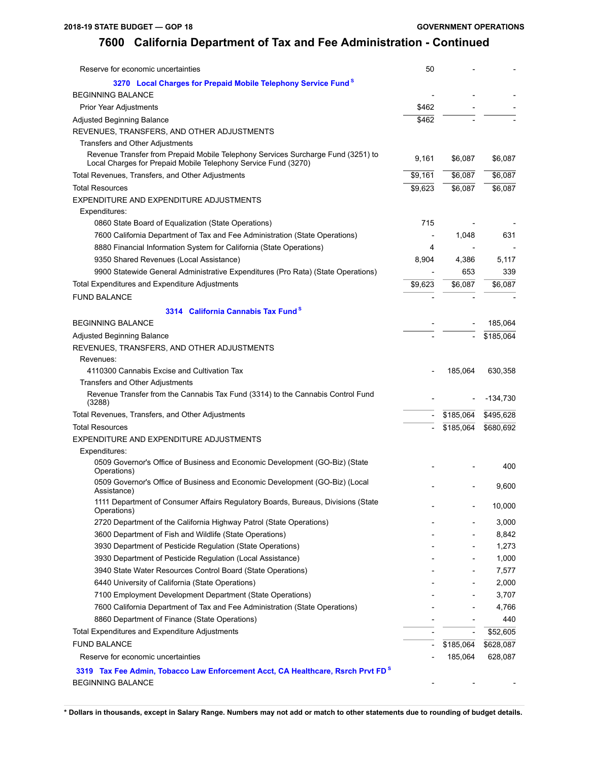# 7600 California Department of Tax and Fee Administration - Continued

| | | | |
|---|---|---|---|
| Reserve for economic uncertainties | 50 | - | - |
| **3270 Local Charges for Prepaid Mobile Telephony Service Fund** [S] | | | |
| BEGINNING BALANCE | - | - | - |
| Prior Year Adjustments | $462 | - | - |
| Adjusted Beginning Balance | $462 | - | - |
| REVENUES, TRANSFERS, AND OTHER ADJUSTMENTS | | | |
| Transfers and Other Adjustments | | | |
| Revenue Transfer from Prepaid Mobile Telephony Services Surcharge Fund (3251) to Local Charges for Prepaid Mobile Telephony Service Fund (3270) | 9,161 | $6,087 | $6,087 |
| Total Revenues, Transfers, and Other Adjustments | $9,161 | $6,087 | $6,087 |
| Total Resources | $9,623 | $6,087 | $6,087 |
| EXPENDITURE AND EXPENDITURE ADJUSTMENTS | | | |
| Expenditures: | | | |
| 0860 State Board of Equalization (State Operations) | 715 | - | - |
| 7600 California Department of Tax and Fee Administration (State Operations) | - | 1,048 | 631 |
| 8880 Financial Information System for California (State Operations) | 4 | - | - |
| 9350 Shared Revenues (Local Assistance) | 8,904 | 4,386 | 5,117 |
| 9900 Statewide General Administrative Expenditures (Pro Rata) (State Operations) | - | 653 | 339 |
| Total Expenditures and Expenditure Adjustments | $9,623 | $6,087 | $6,087 |
| FUND BALANCE | - | - | - |
| **3314 California Cannabis Tax Fund** [S] | | | |
| BEGINNING BALANCE | - | - | 185,064 |
| Adjusted Beginning Balance | - | - | $185,064 |
| REVENUES, TRANSFERS, AND OTHER ADJUSTMENTS | | | |
| Revenues: | | | |
| 4110300 Cannabis Excise and Cultivation Tax | - | 185,064 | 630,358 |
| Transfers and Other Adjustments | | | |
| Revenue Transfer from the Cannabis Tax Fund (3314) to the Cannabis Control Fund (3288) | - | - | -134,730 |
| Total Revenues, Transfers, and Other Adjustments | - | $185,064 | $495,628 |
| Total Resources | - | $185,064 | $680,692 |
| EXPENDITURE AND EXPENDITURE ADJUSTMENTS | | | |
| Expenditures: | | | |
| 0509 Governor's Office of Business and Economic Development (GO-Biz) (State Operations) | - | - | 400 |
| 0509 Governor's Office of Business and Economic Development (GO-Biz) (Local Assistance) | - | - | 9,600 |
| 1111 Department of Consumer Affairs Regulatory Boards, Bureaus, Divisions (State Operations) | - | - | 10,000 |
| 2720 Department of the California Highway Patrol (State Operations) | - | - | 3,000 |
| 3600 Department of Fish and Wildlife (State Operations) | - | - | 8,842 |
| 3930 Department of Pesticide Regulation (State Operations) | - | - | 1,273 |
| 3930 Department of Pesticide Regulation (Local Assistance) | - | - | 1,000 |
| 3940 State Water Resources Control Board (State Operations) | - | - | 7,577 |
| 6440 University of California (State Operations) | - | - | 2,000 |
| 7100 Employment Development Department (State Operations) | - | - | 3,707 |
| 7600 California Department of Tax and Fee Administration (State Operations) | - | - | 4,766 |
| 8860 Department of Finance (State Operations) | - | - | 440 |
| Total Expenditures and Expenditure Adjustments | - | - | $52,605 |
| FUND BALANCE | - | $185,064 | $628,087 |
| Reserve for economic uncertainties | - | 185,064 | 628,087 |
| **3319 Tax Fee Admin, Tobacco Law Enforcement Acct, CA Healthcare, Rsrch Prvt FD** [S] | | | |
| BEGINNING BALANCE | - | - | - |

\* Dollars in thousands, except in Salary Range. Numbers may not add or match to other statements due to rounding of budget details.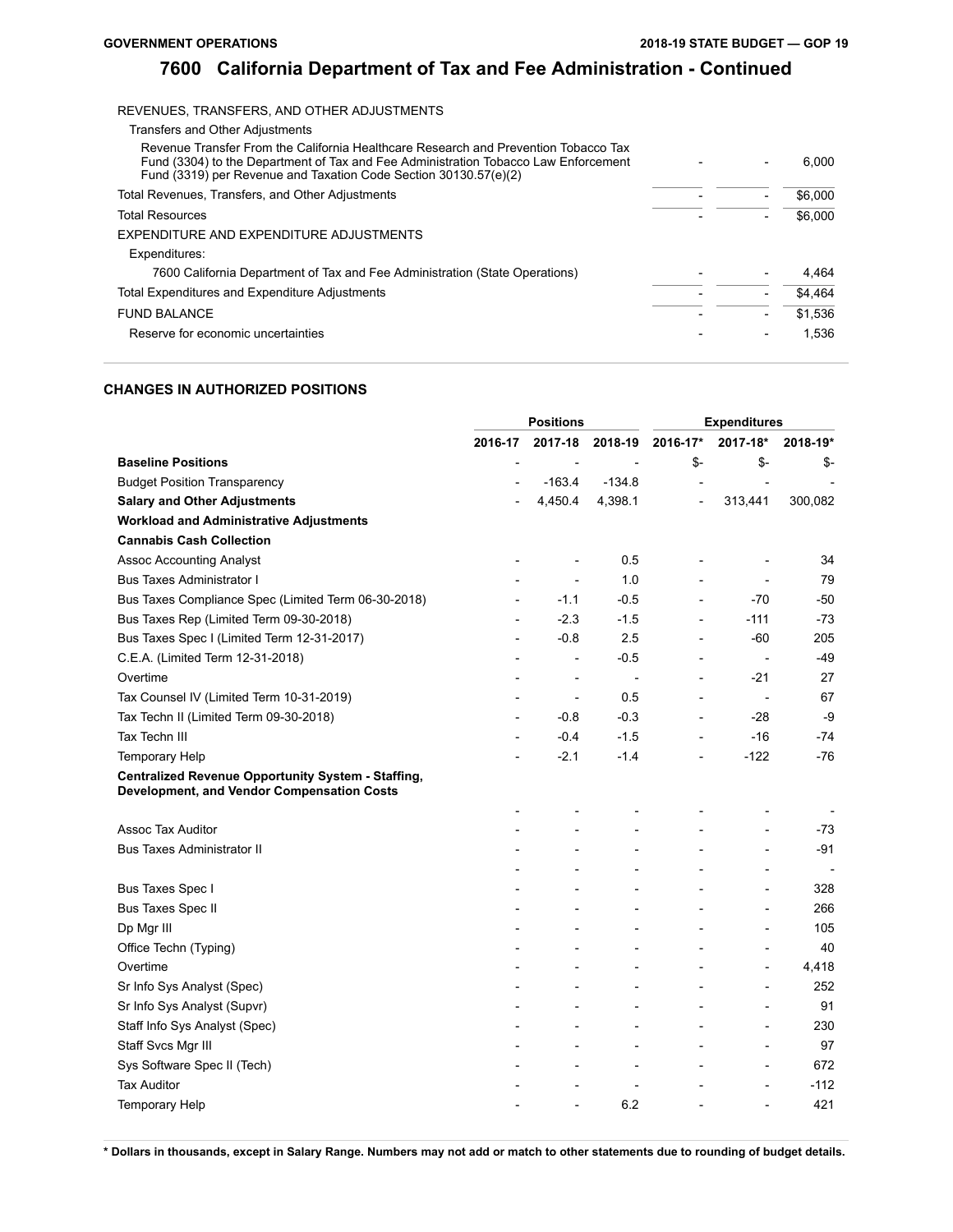# 7600 California Department of Tax and Fee Administration - Continued

| | | | |
|---|---|---|---|
| REVENUES, TRANSFERS, AND OTHER ADJUSTMENTS | | | |
| Transfers and Other Adjustments | | | |
| Revenue Transfer From the California Healthcare Research and Prevention Tobacco Tax Fund (3304) to the Department of Tax and Fee Administration Tobacco Law Enforcement Fund (3319) per Revenue and Taxation Code Section 30130.57(e)(2) | - | - | 6,000 |
| Total Revenues, Transfers, and Other Adjustments | - | - | $6,000 |
| Total Resources | - | - | $6,000 |
| EXPENDITURE AND EXPENDITURE ADJUSTMENTS | | | |
| Expenditures: | | | |
| 7600 California Department of Tax and Fee Administration (State Operations) | - | - | 4,464 |
| Total Expenditures and Expenditure Adjustments | - | - | $4,464 |
| FUND BALANCE | - | - | $1,536 |
| Reserve for economic uncertainties | - | - | 1,536 |

## CHANGES IN AUTHORIZED POSITIONS

| | Positions | | | Expenditures | | |
|---|---|---|---|---|---|---|
| | 2016-17 | 2017-18 | 2018-19 | 2016-17* | 2017-18* | 2018-19* |
| **Baseline Positions** | - | - | - | $- | $- | $- |
| Budget Position Transparency | - | -163.4 | -134.8 | - | - | - |
| **Salary and Other Adjustments** | - | 4,450.4 | 4,398.1 | - | 313,441 | 300,082 |
| **Workload and Administrative Adjustments** | | | | | | |
| **Cannabis Cash Collection** | | | | | | |
| Assoc Accounting Analyst | - | - | 0.5 | - | - | 34 |
| Bus Taxes Administrator I | - | - | 1.0 | - | - | 79 |
| Bus Taxes Compliance Spec (Limited Term 06-30-2018) | - | -1.1 | -0.5 | - | -70 | -50 |
| Bus Taxes Rep (Limited Term 09-30-2018) | - | -2.3 | -1.5 | - | -111 | -73 |
| Bus Taxes Spec I (Limited Term 12-31-2017) | - | -0.8 | 2.5 | - | -60 | 205 |
| C.E.A. (Limited Term 12-31-2018) | - | - | -0.5 | - | - | -49 |
| Overtime | - | - | - | - | -21 | 27 |
| Tax Counsel IV (Limited Term 10-31-2019) | - | - | 0.5 | - | - | 67 |
| Tax Techn II (Limited Term 09-30-2018) | - | -0.8 | -0.3 | - | -28 | -9 |
| Tax Techn III | - | -0.4 | -1.5 | - | -16 | -74 |
| Temporary Help | - | -2.1 | -1.4 | - | -122 | -76 |
| **Centralized Revenue Opportunity System - Staffing, Development, and Vendor Compensation Costs** | | | | | | |
| | - | - | - | - | - | - |
| Assoc Tax Auditor | - | - | - | - | - | -73 |
| Bus Taxes Administrator II | - | - | - | - | - | -91 |
| | - | - | - | - | - | - |
| Bus Taxes Spec I | - | - | - | - | - | 328 |
| Bus Taxes Spec II | - | - | - | - | - | 266 |
| Dp Mgr III | - | - | - | - | - | 105 |
| Office Techn (Typing) | - | - | - | - | - | 40 |
| Overtime | - | - | - | - | - | 4,418 |
| Sr Info Sys Analyst (Spec) | - | - | - | - | - | 252 |
| Sr Info Sys Analyst (Supvr) | - | - | - | - | - | 91 |
| Staff Info Sys Analyst (Spec) | - | - | - | - | - | 230 |
| Staff Svcs Mgr III | - | - | - | - | - | 97 |
| Sys Software Spec II (Tech) | - | - | - | - | - | 672 |
| Tax Auditor | - | - | - | - | - | -112 |
| Temporary Help | - | - | 6.2 | - | - | 421 |

**\* Dollars in thousands, except in Salary Range. Numbers may not add or match to other statements due to rounding of budget details.**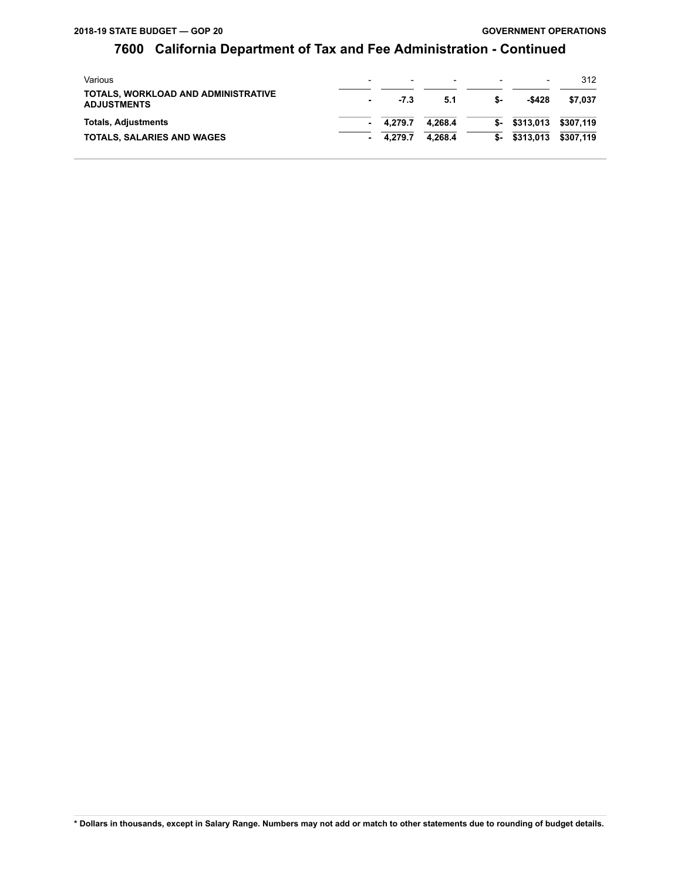# 7600 California Department of Tax and Fee Administration - Continued

| | | | | | | |
|---|---|---|---|---|---|---|
| Various | - | - | - | - | - | 312 |
| **TOTALS, WORKLOAD AND ADMINISTRATIVE ADJUSTMENTS** | **-** | **-7.3** | **5.1** | **$-** | **-$428** | **$7,037** |
| **Totals, Adjustments** | **-** | **4,279.7** | **4,268.4** | **$-** | **$313,013** | **$307,119** |
| **TOTALS, SALARIES AND WAGES** | **-** | **4,279.7** | **4,268.4** | **$-** | **$313,013** | **$307,119** |

**\* Dollars in thousands, except in Salary Range. Numbers may not add or match to other statements due to rounding of budget details.**